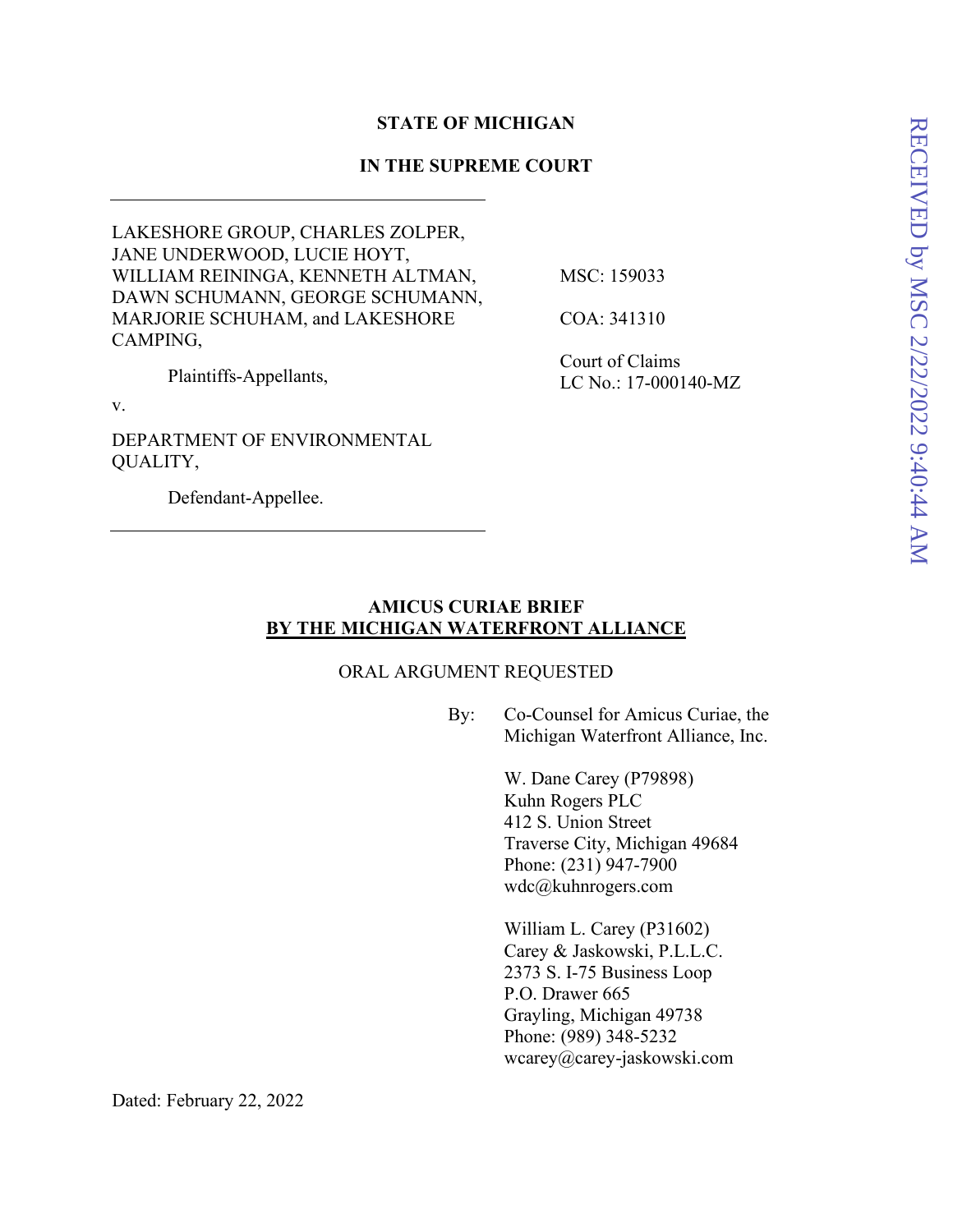**STATE OF MICHIGAN**

**IN THE SUPREME COURT**

---

LAKESHORE GROUP, CHARLES ZOLPER, JANE UNDERWOOD, LUCIE HOYT, WILLIAM REININGA, KENNETH ALTMAN, DAWN SCHUMANN, GEORGE SCHUMANN, MARJORIE SCHUHAM, and LAKESHORE CAMPING,

Plaintiffs-Appellants,

v.

DEPARTMENT OF ENVIRONMENTAL QUALITY,

Defendant-Appellee.

---

MSC: 159033

COA: 341310

Court of Claims
LC No.: 17-000140-MZ

RECEIVED by MSC 2/22/2022 9:40:44 AM

**AMICUS CURIAE BRIEF**
**BY THE MICHIGAN WATERFRONT ALLIANCE**

ORAL ARGUMENT REQUESTED

By: Co-Counsel for Amicus Curiae, the Michigan Waterfront Alliance, Inc.

W. Dane Carey (P79898)
Kuhn Rogers PLC
412 S. Union Street
Traverse City, Michigan 49684
Phone: (231) 947-7900
wdc@kuhnrogers.com

William L. Carey (P31602)
Carey & Jaskowski, P.L.L.C.
2373 S. I-75 Business Loop
P.O. Drawer 665
Grayling, Michigan 49738
Phone: (989) 348-5232
wcarey@carey-jaskowski.com

Dated: February 22, 2022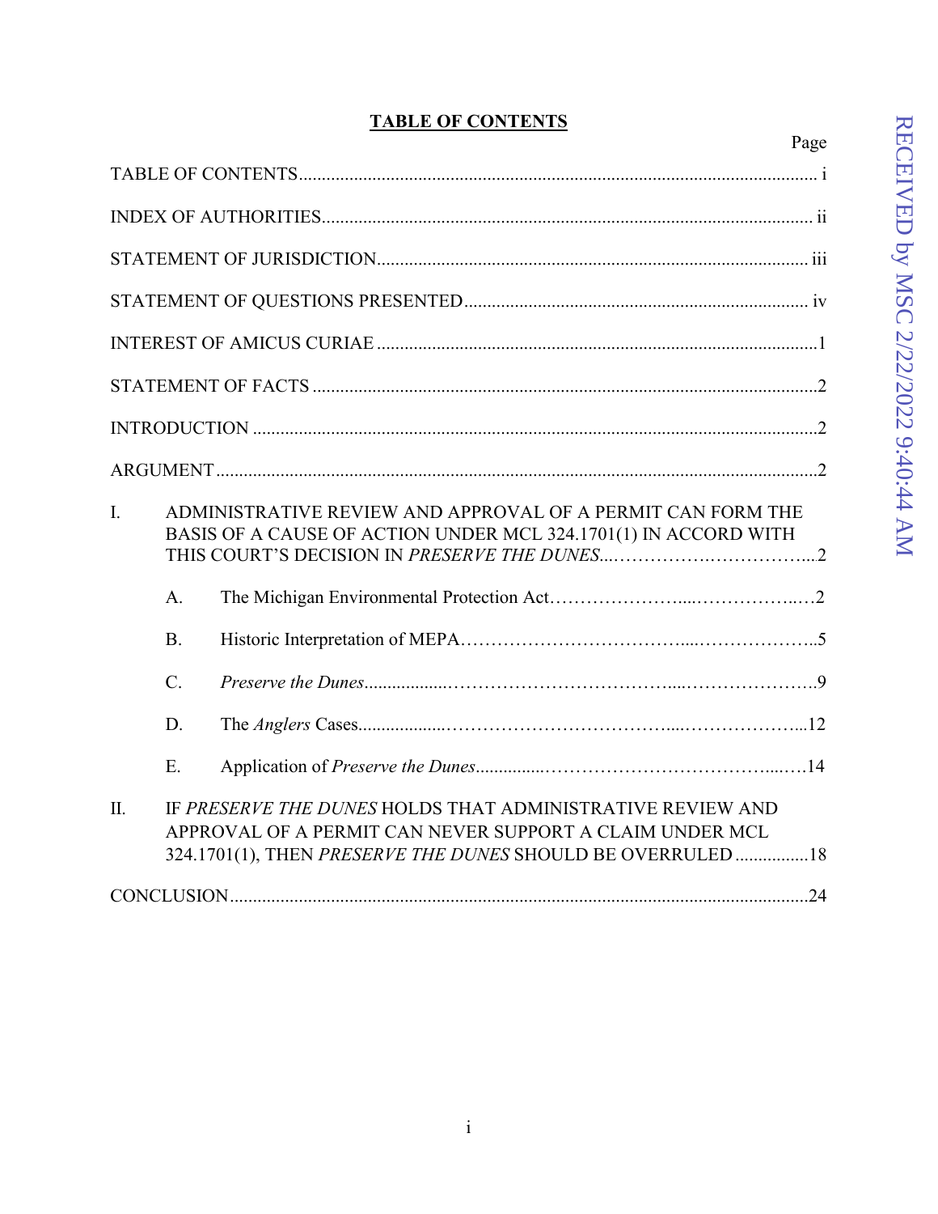**TABLE OF CONTENTS**

| | Page |
|---|---|
| TABLE OF CONTENTS | i |
| INDEX OF AUTHORITIES | ii |
| STATEMENT OF JURISDICTION | iii |
| STATEMENT OF QUESTIONS PRESENTED | iv |
| INTEREST OF AMICUS CURIAE | 1 |
| STATEMENT OF FACTS | 2 |
| INTRODUCTION | 2 |
| ARGUMENT | 2 |
| I. ADMINISTRATIVE REVIEW AND APPROVAL OF A PERMIT CAN FORM THE BASIS OF A CAUSE OF ACTION UNDER MCL 324.1701(1) IN ACCORD WITH THIS COURT'S DECISION IN *PRESERVE THE DUNES* | 2 |
| A. The Michigan Environmental Protection Act | 2 |
| B. Historic Interpretation of MEPA | 5 |
| C. *Preserve the Dunes* | 9 |
| D. The *Anglers* Cases | 12 |
| E. Application of *Preserve the Dunes* | 14 |
| II. IF *PRESERVE THE DUNES* HOLDS THAT ADMINISTRATIVE REVIEW AND APPROVAL OF A PERMIT CAN NEVER SUPPORT A CLAIM UNDER MCL 324.1701(1), THEN *PRESERVE THE DUNES* SHOULD BE OVERRULED | 18 |
| CONCLUSION | 24 |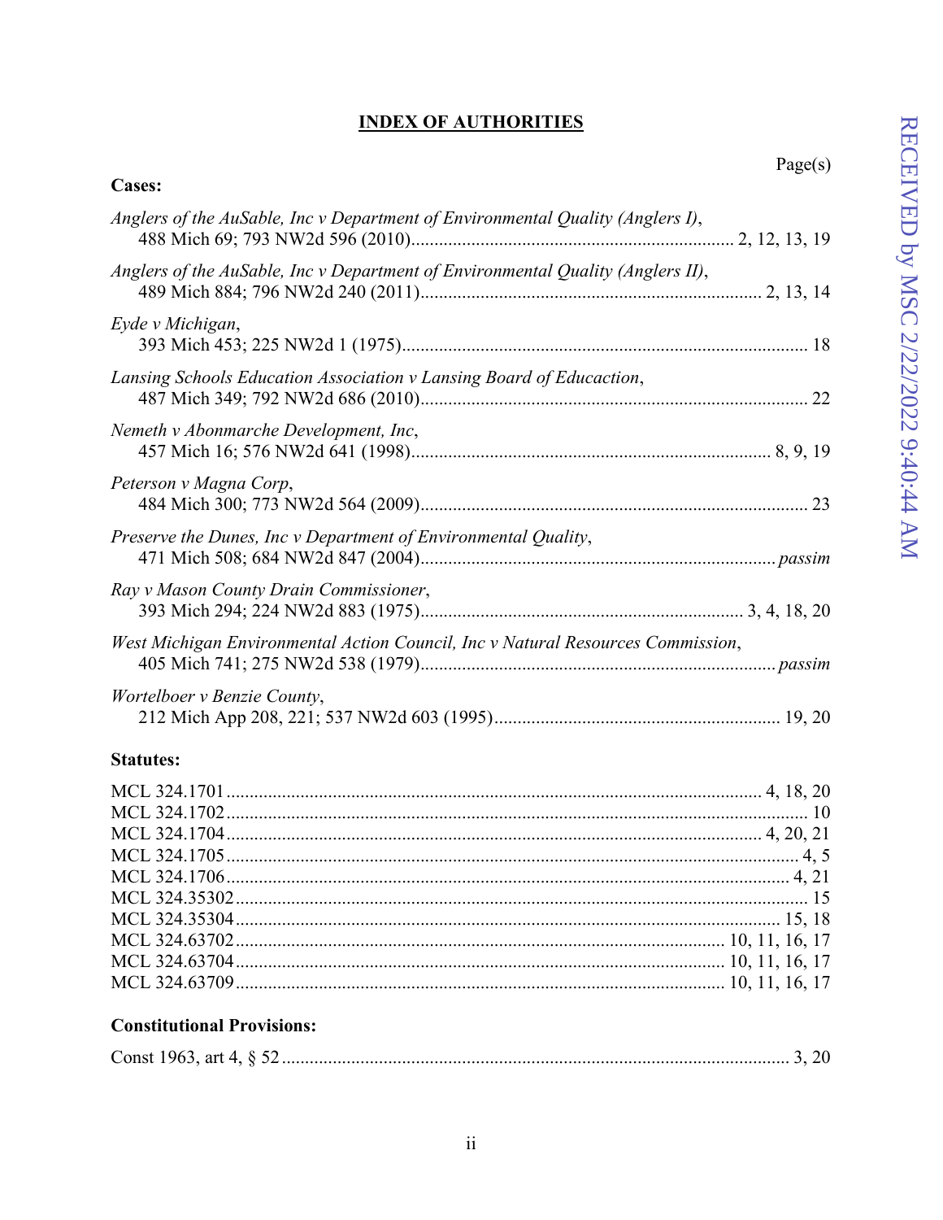# INDEX OF AUTHORITIES

Page(s)

**Cases:**

*Anglers of the AuSable, Inc v Department of Environmental Quality (Anglers I)*, 488 Mich 69; 793 NW2d 596 (2010) .......... 2, 12, 13, 19

*Anglers of the AuSable, Inc v Department of Environmental Quality (Anglers II)*, 489 Mich 884; 796 NW2d 240 (2011) .......... 2, 13, 14

*Eyde v Michigan*, 393 Mich 453; 225 NW2d 1 (1975) .......... 18

*Lansing Schools Education Association v Lansing Board of Educaction*, 487 Mich 349; 792 NW2d 686 (2010) .......... 22

*Nemeth v Abonmarche Development, Inc*, 457 Mich 16; 576 NW2d 641 (1998) .......... 8, 9, 19

*Peterson v Magna Corp*, 484 Mich 300; 773 NW2d 564 (2009) .......... 23

*Preserve the Dunes, Inc v Department of Environmental Quality*, 471 Mich 508; 684 NW2d 847 (2004) .......... *passim*

*Ray v Mason County Drain Commissioner*, 393 Mich 294; 224 NW2d 883 (1975) .......... 3, 4, 18, 20

*West Michigan Environmental Action Council, Inc v Natural Resources Commission*, 405 Mich 741; 275 NW2d 538 (1979) .......... *passim*

*Wortelboer v Benzie County*, 212 Mich App 208, 221; 537 NW2d 603 (1995) .......... 19, 20

**Statutes:**

MCL 324.1701 .......... 4, 18, 20
MCL 324.1702 .......... 10
MCL 324.1704 .......... 4, 20, 21
MCL 324.1705 .......... 4, 5
MCL 324.1706 .......... 4, 21
MCL 324.35302 .......... 15
MCL 324.35304 .......... 15, 18
MCL 324.63702 .......... 10, 11, 16, 17
MCL 324.63704 .......... 10, 11, 16, 17
MCL 324.63709 .......... 10, 11, 16, 17

**Constitutional Provisions:**

Const 1963, art 4, § 52 .......... 3, 20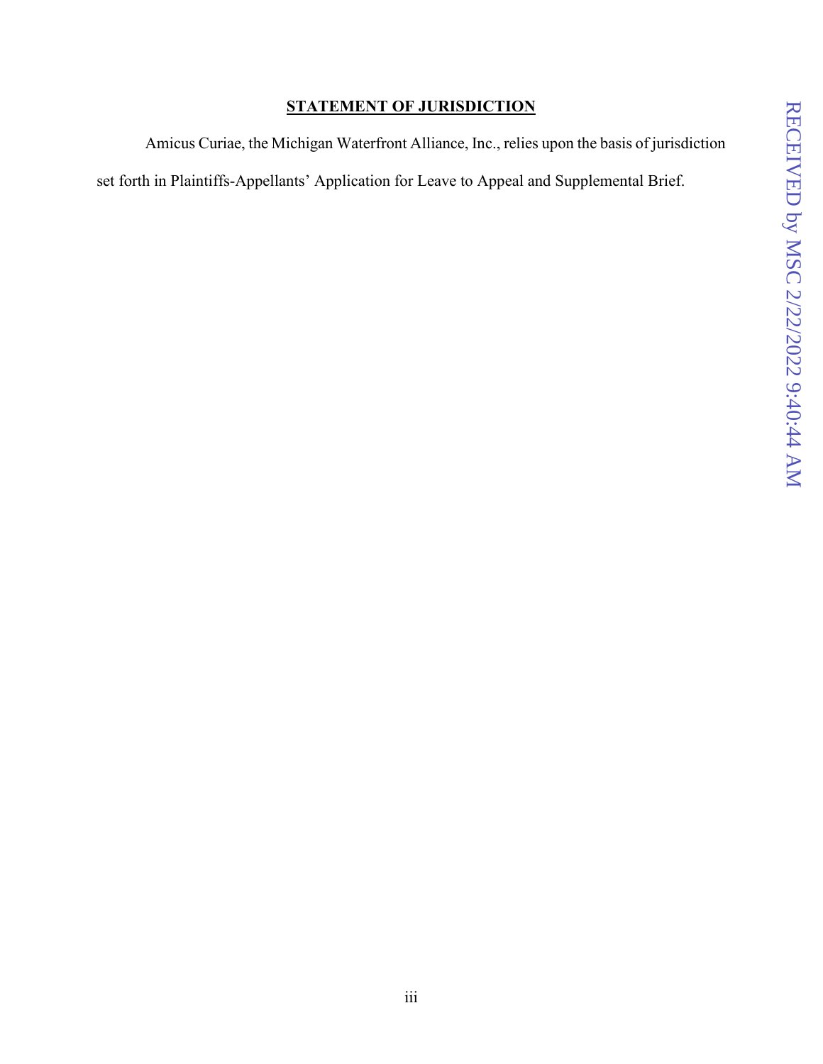## STATEMENT OF JURISDICTION

Amicus Curiae, the Michigan Waterfront Alliance, Inc., relies upon the basis of jurisdiction set forth in Plaintiffs-Appellants' Application for Leave to Appeal and Supplemental Brief.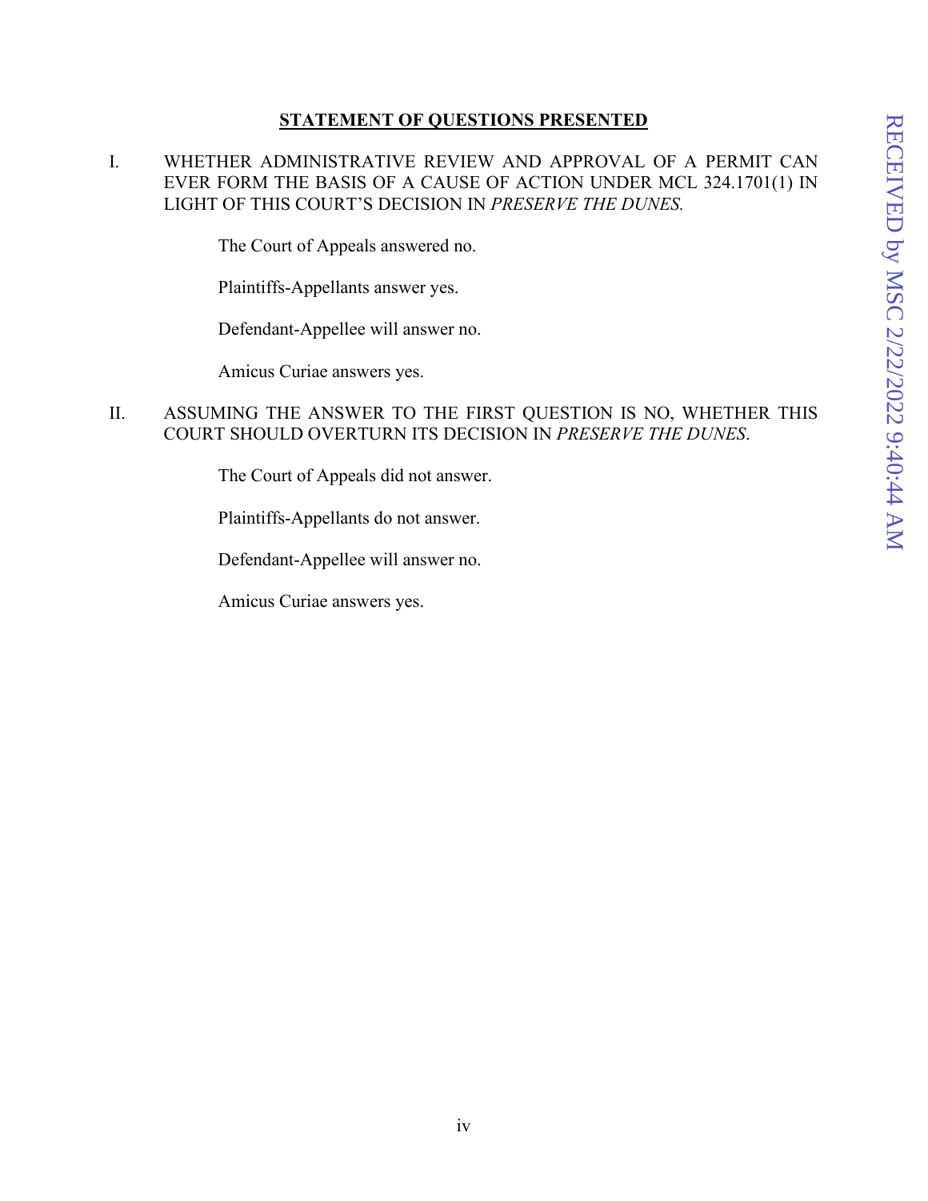## STATEMENT OF QUESTIONS PRESENTED

I. WHETHER ADMINISTRATIVE REVIEW AND APPROVAL OF A PERMIT CAN EVER FORM THE BASIS OF A CAUSE OF ACTION UNDER MCL 324.1701(1) IN LIGHT OF THIS COURT'S DECISION IN *PRESERVE THE DUNES.*

The Court of Appeals answered no.

Plaintiffs-Appellants answer yes.

Defendant-Appellee will answer no.

Amicus Curiae answers yes.

II. ASSUMING THE ANSWER TO THE FIRST QUESTION IS NO, WHETHER THIS COURT SHOULD OVERTURN ITS DECISION IN *PRESERVE THE DUNES*.

The Court of Appeals did not answer.

Plaintiffs-Appellants do not answer.

Defendant-Appellee will answer no.

Amicus Curiae answers yes.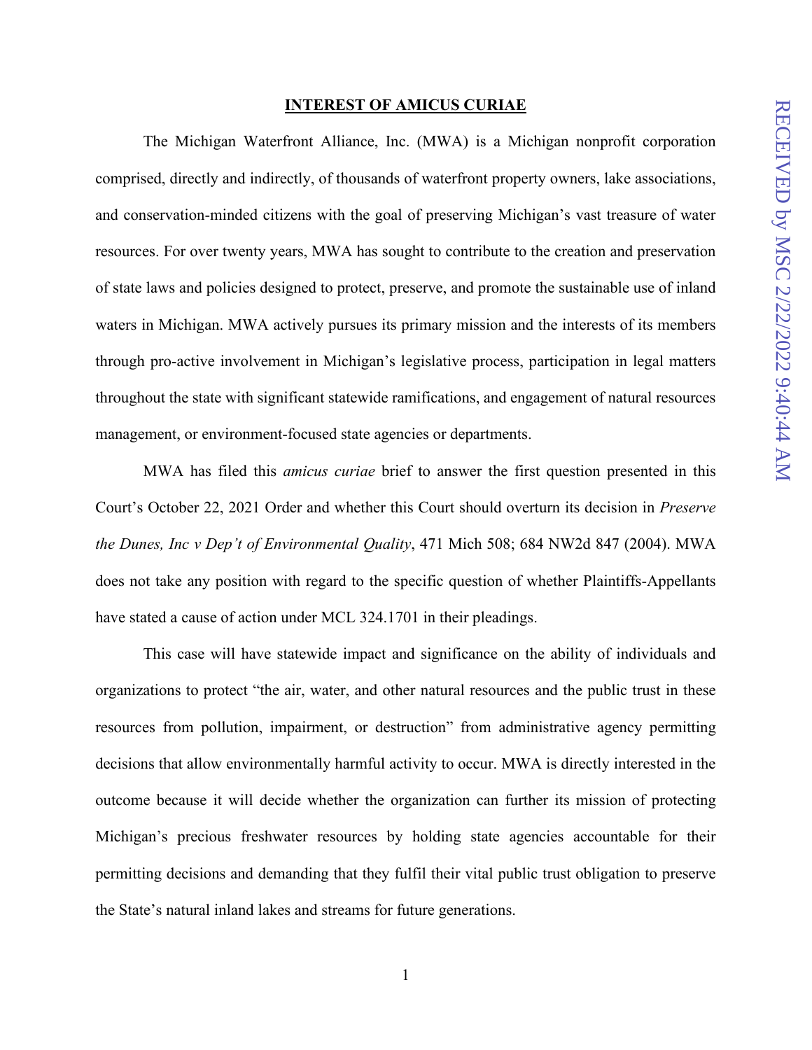## INTEREST OF AMICUS CURIAE

The Michigan Waterfront Alliance, Inc. (MWA) is a Michigan nonprofit corporation comprised, directly and indirectly, of thousands of waterfront property owners, lake associations, and conservation-minded citizens with the goal of preserving Michigan's vast treasure of water resources. For over twenty years, MWA has sought to contribute to the creation and preservation of state laws and policies designed to protect, preserve, and promote the sustainable use of inland waters in Michigan. MWA actively pursues its primary mission and the interests of its members through pro-active involvement in Michigan's legislative process, participation in legal matters throughout the state with significant statewide ramifications, and engagement of natural resources management, or environment-focused state agencies or departments.

MWA has filed this *amicus curiae* brief to answer the first question presented in this Court's October 22, 2021 Order and whether this Court should overturn its decision in *Preserve the Dunes, Inc v Dep't of Environmental Quality*, 471 Mich 508; 684 NW2d 847 (2004). MWA does not take any position with regard to the specific question of whether Plaintiffs-Appellants have stated a cause of action under MCL 324.1701 in their pleadings.

This case will have statewide impact and significance on the ability of individuals and organizations to protect "the air, water, and other natural resources and the public trust in these resources from pollution, impairment, or destruction" from administrative agency permitting decisions that allow environmentally harmful activity to occur. MWA is directly interested in the outcome because it will decide whether the organization can further its mission of protecting Michigan's precious freshwater resources by holding state agencies accountable for their permitting decisions and demanding that they fulfil their vital public trust obligation to preserve the State's natural inland lakes and streams for future generations.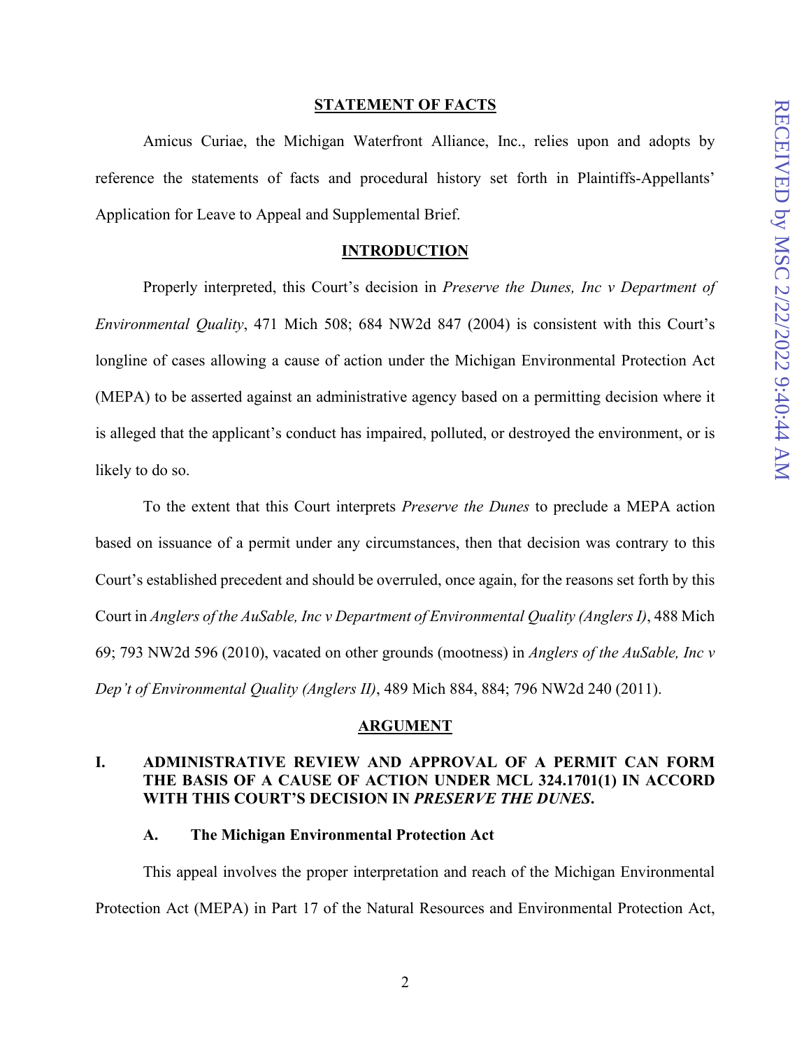## STATEMENT OF FACTS

Amicus Curiae, the Michigan Waterfront Alliance, Inc., relies upon and adopts by reference the statements of facts and procedural history set forth in Plaintiffs-Appellants' Application for Leave to Appeal and Supplemental Brief.

## INTRODUCTION

Properly interpreted, this Court's decision in *Preserve the Dunes, Inc v Department of Environmental Quality*, 471 Mich 508; 684 NW2d 847 (2004) is consistent with this Court's longline of cases allowing a cause of action under the Michigan Environmental Protection Act (MEPA) to be asserted against an administrative agency based on a permitting decision where it is alleged that the applicant's conduct has impaired, polluted, or destroyed the environment, or is likely to do so.

To the extent that this Court interprets *Preserve the Dunes* to preclude a MEPA action based on issuance of a permit under any circumstances, then that decision was contrary to this Court's established precedent and should be overruled, once again, for the reasons set forth by this Court in *Anglers of the AuSable, Inc v Department of Environmental Quality (Anglers I)*, 488 Mich 69; 793 NW2d 596 (2010), vacated on other grounds (mootness) in *Anglers of the AuSable, Inc v Dep't of Environmental Quality (Anglers II)*, 489 Mich 884, 884; 796 NW2d 240 (2011).

## ARGUMENT

### I. ADMINISTRATIVE REVIEW AND APPROVAL OF A PERMIT CAN FORM THE BASIS OF A CAUSE OF ACTION UNDER MCL 324.1701(1) IN ACCORD WITH THIS COURT'S DECISION IN *PRESERVE THE DUNES*.

#### A. The Michigan Environmental Protection Act

This appeal involves the proper interpretation and reach of the Michigan Environmental Protection Act (MEPA) in Part 17 of the Natural Resources and Environmental Protection Act,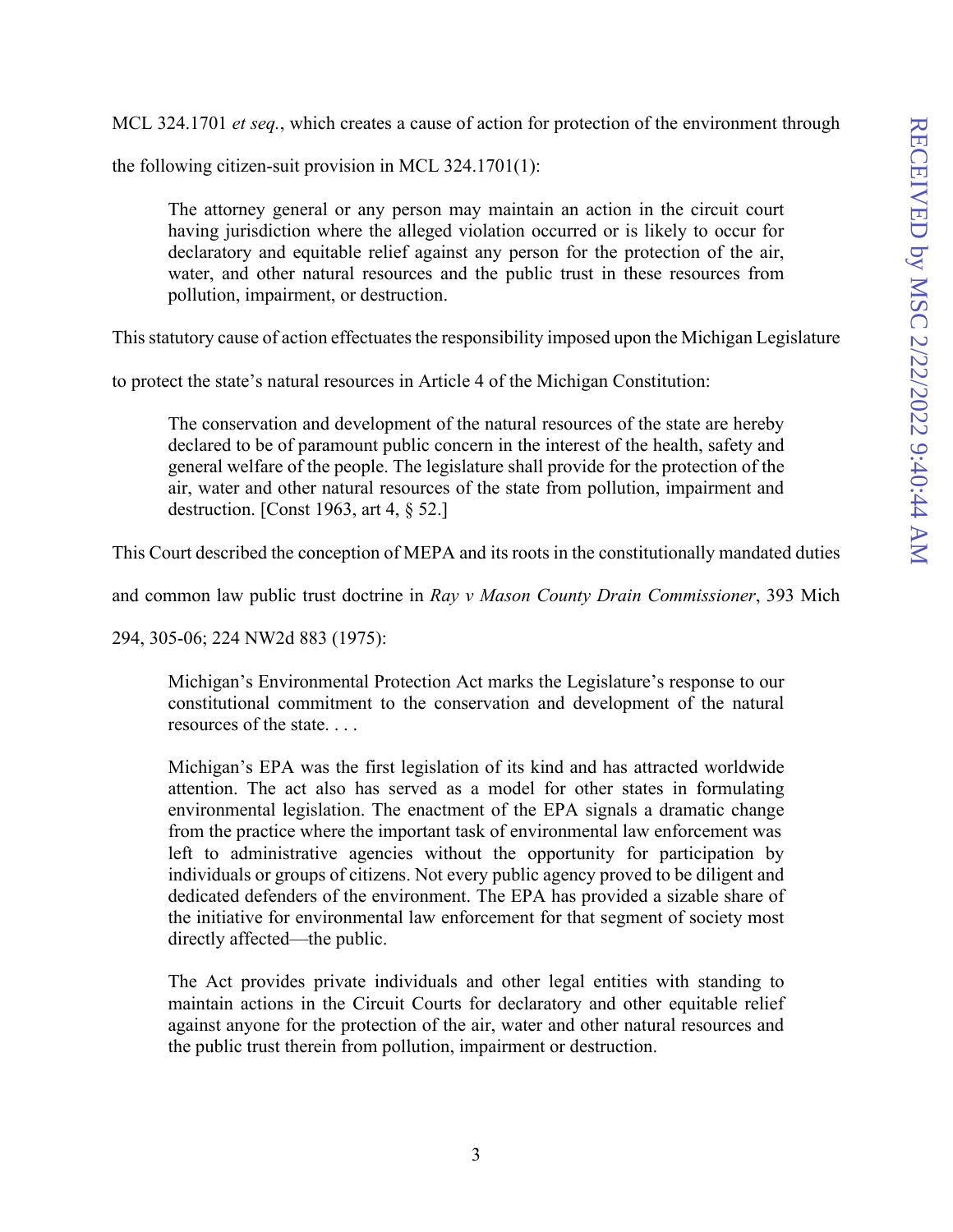MCL 324.1701 *et seq.*, which creates a cause of action for protection of the environment through the following citizen-suit provision in MCL 324.1701(1):

> The attorney general or any person may maintain an action in the circuit court having jurisdiction where the alleged violation occurred or is likely to occur for declaratory and equitable relief against any person for the protection of the air, water, and other natural resources and the public trust in these resources from pollution, impairment, or destruction.

This statutory cause of action effectuates the responsibility imposed upon the Michigan Legislature to protect the state's natural resources in Article 4 of the Michigan Constitution:

> The conservation and development of the natural resources of the state are hereby declared to be of paramount public concern in the interest of the health, safety and general welfare of the people. The legislature shall provide for the protection of the air, water and other natural resources of the state from pollution, impairment and destruction. [Const 1963, art 4, § 52.]

This Court described the conception of MEPA and its roots in the constitutionally mandated duties and common law public trust doctrine in *Ray v Mason County Drain Commissioner*, 393 Mich 294, 305-06; 224 NW2d 883 (1975):

> Michigan's Environmental Protection Act marks the Legislature's response to our constitutional commitment to the conservation and development of the natural resources of the state. . . .
>
> Michigan's EPA was the first legislation of its kind and has attracted worldwide attention. The act also has served as a model for other states in formulating environmental legislation. The enactment of the EPA signals a dramatic change from the practice where the important task of environmental law enforcement was left to administrative agencies without the opportunity for participation by individuals or groups of citizens. Not every public agency proved to be diligent and dedicated defenders of the environment. The EPA has provided a sizable share of the initiative for environmental law enforcement for that segment of society most directly affected—the public.
>
> The Act provides private individuals and other legal entities with standing to maintain actions in the Circuit Courts for declaratory and other equitable relief against anyone for the protection of the air, water and other natural resources and the public trust therein from pollution, impairment or destruction.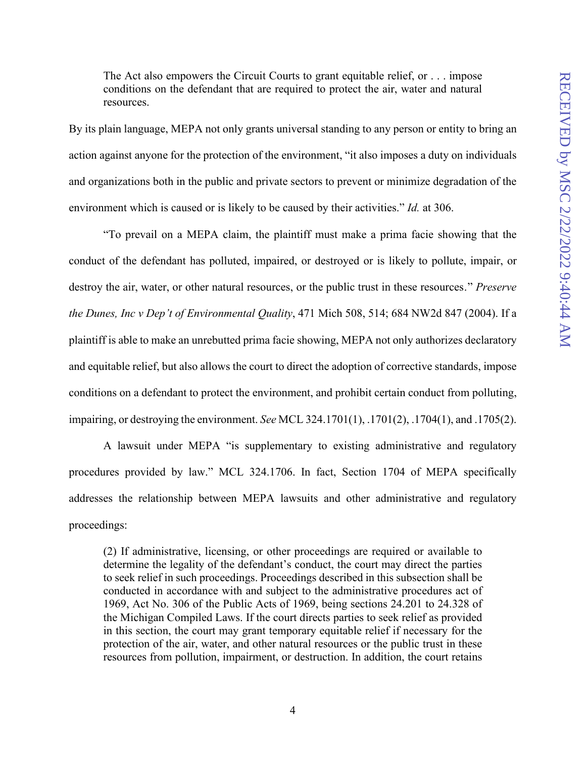> The Act also empowers the Circuit Courts to grant equitable relief, or . . . impose conditions on the defendant that are required to protect the air, water and natural resources.

By its plain language, MEPA not only grants universal standing to any person or entity to bring an action against anyone for the protection of the environment, "it also imposes a duty on individuals and organizations both in the public and private sectors to prevent or minimize degradation of the environment which is caused or is likely to be caused by their activities." *Id.* at 306.

"To prevail on a MEPA claim, the plaintiff must make a prima facie showing that the conduct of the defendant has polluted, impaired, or destroyed or is likely to pollute, impair, or destroy the air, water, or other natural resources, or the public trust in these resources." *Preserve the Dunes, Inc v Dep't of Environmental Quality*, 471 Mich 508, 514; 684 NW2d 847 (2004). If a plaintiff is able to make an unrebutted prima facie showing, MEPA not only authorizes declaratory and equitable relief, but also allows the court to direct the adoption of corrective standards, impose conditions on a defendant to protect the environment, and prohibit certain conduct from polluting, impairing, or destroying the environment. *See* MCL 324.1701(1), .1701(2), .1704(1), and .1705(2).

A lawsuit under MEPA "is supplementary to existing administrative and regulatory procedures provided by law." MCL 324.1706. In fact, Section 1704 of MEPA specifically addresses the relationship between MEPA lawsuits and other administrative and regulatory proceedings:

> (2) If administrative, licensing, or other proceedings are required or available to determine the legality of the defendant's conduct, the court may direct the parties to seek relief in such proceedings. Proceedings described in this subsection shall be conducted in accordance with and subject to the administrative procedures act of 1969, Act No. 306 of the Public Acts of 1969, being sections 24.201 to 24.328 of the Michigan Compiled Laws. If the court directs parties to seek relief as provided in this section, the court may grant temporary equitable relief if necessary for the protection of the air, water, and other natural resources or the public trust in these resources from pollution, impairment, or destruction. In addition, the court retains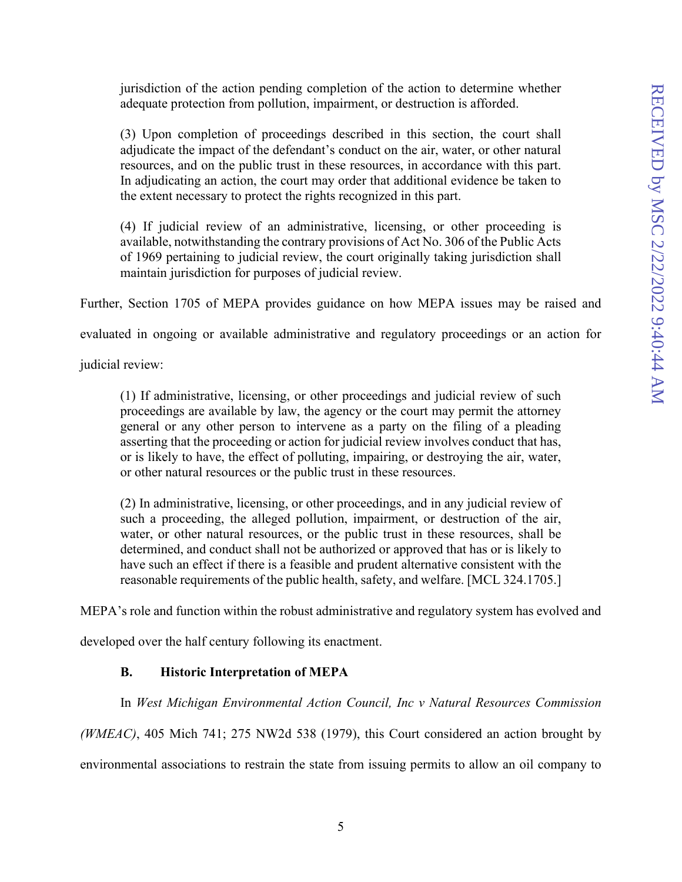> jurisdiction of the action pending completion of the action to determine whether adequate protection from pollution, impairment, or destruction is afforded.
>
> (3) Upon completion of proceedings described in this section, the court shall adjudicate the impact of the defendant's conduct on the air, water, or other natural resources, and on the public trust in these resources, in accordance with this part. In adjudicating an action, the court may order that additional evidence be taken to the extent necessary to protect the rights recognized in this part.
>
> (4) If judicial review of an administrative, licensing, or other proceeding is available, notwithstanding the contrary provisions of Act No. 306 of the Public Acts of 1969 pertaining to judicial review, the court originally taking jurisdiction shall maintain jurisdiction for purposes of judicial review.

Further, Section 1705 of MEPA provides guidance on how MEPA issues may be raised and evaluated in ongoing or available administrative and regulatory proceedings or an action for judicial review:

> (1) If administrative, licensing, or other proceedings and judicial review of such proceedings are available by law, the agency or the court may permit the attorney general or any other person to intervene as a party on the filing of a pleading asserting that the proceeding or action for judicial review involves conduct that has, or is likely to have, the effect of polluting, impairing, or destroying the air, water, or other natural resources or the public trust in these resources.
>
> (2) In administrative, licensing, or other proceedings, and in any judicial review of such a proceeding, the alleged pollution, impairment, or destruction of the air, water, or other natural resources, or the public trust in these resources, shall be determined, and conduct shall not be authorized or approved that has or is likely to have such an effect if there is a feasible and prudent alternative consistent with the reasonable requirements of the public health, safety, and welfare. [MCL 324.1705.]

MEPA's role and function within the robust administrative and regulatory system has evolved and developed over the half century following its enactment.

### B. Historic Interpretation of MEPA

In *West Michigan Environmental Action Council, Inc v Natural Resources Commission (WMEAC)*, 405 Mich 741; 275 NW2d 538 (1979), this Court considered an action brought by environmental associations to restrain the state from issuing permits to allow an oil company to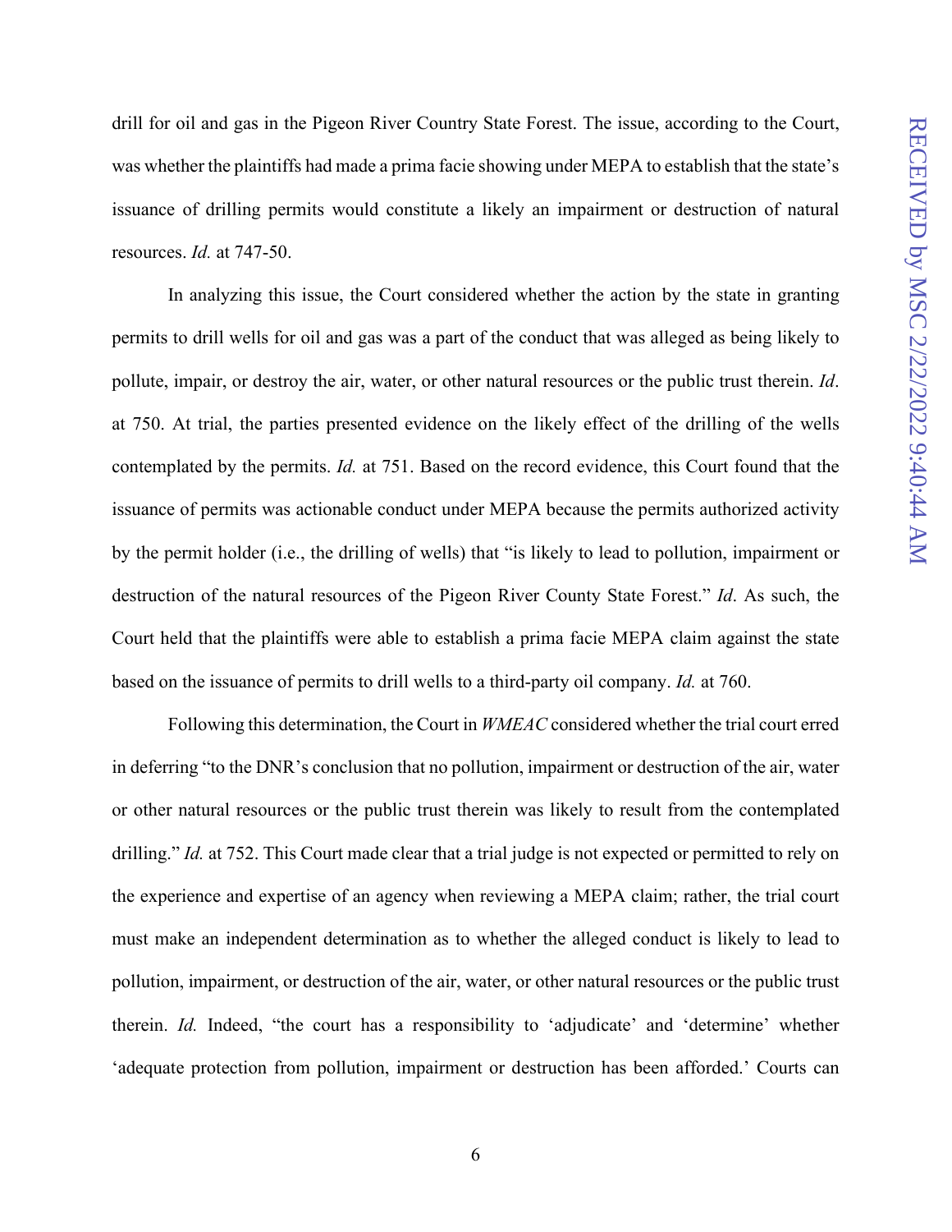drill for oil and gas in the Pigeon River Country State Forest. The issue, according to the Court, was whether the plaintiffs had made a prima facie showing under MEPA to establish that the state's issuance of drilling permits would constitute a likely an impairment or destruction of natural resources. *Id.* at 747-50.

In analyzing this issue, the Court considered whether the action by the state in granting permits to drill wells for oil and gas was a part of the conduct that was alleged as being likely to pollute, impair, or destroy the air, water, or other natural resources or the public trust therein. *Id*. at 750. At trial, the parties presented evidence on the likely effect of the drilling of the wells contemplated by the permits. *Id.* at 751. Based on the record evidence, this Court found that the issuance of permits was actionable conduct under MEPA because the permits authorized activity by the permit holder (i.e., the drilling of wells) that "is likely to lead to pollution, impairment or destruction of the natural resources of the Pigeon River County State Forest." *Id*. As such, the Court held that the plaintiffs were able to establish a prima facie MEPA claim against the state based on the issuance of permits to drill wells to a third-party oil company. *Id.* at 760.

Following this determination, the Court in *WMEAC* considered whether the trial court erred in deferring "to the DNR's conclusion that no pollution, impairment or destruction of the air, water or other natural resources or the public trust therein was likely to result from the contemplated drilling." *Id.* at 752. This Court made clear that a trial judge is not expected or permitted to rely on the experience and expertise of an agency when reviewing a MEPA claim; rather, the trial court must make an independent determination as to whether the alleged conduct is likely to lead to pollution, impairment, or destruction of the air, water, or other natural resources or the public trust therein. *Id.* Indeed, "the court has a responsibility to 'adjudicate' and 'determine' whether 'adequate protection from pollution, impairment or destruction has been afforded.' Courts can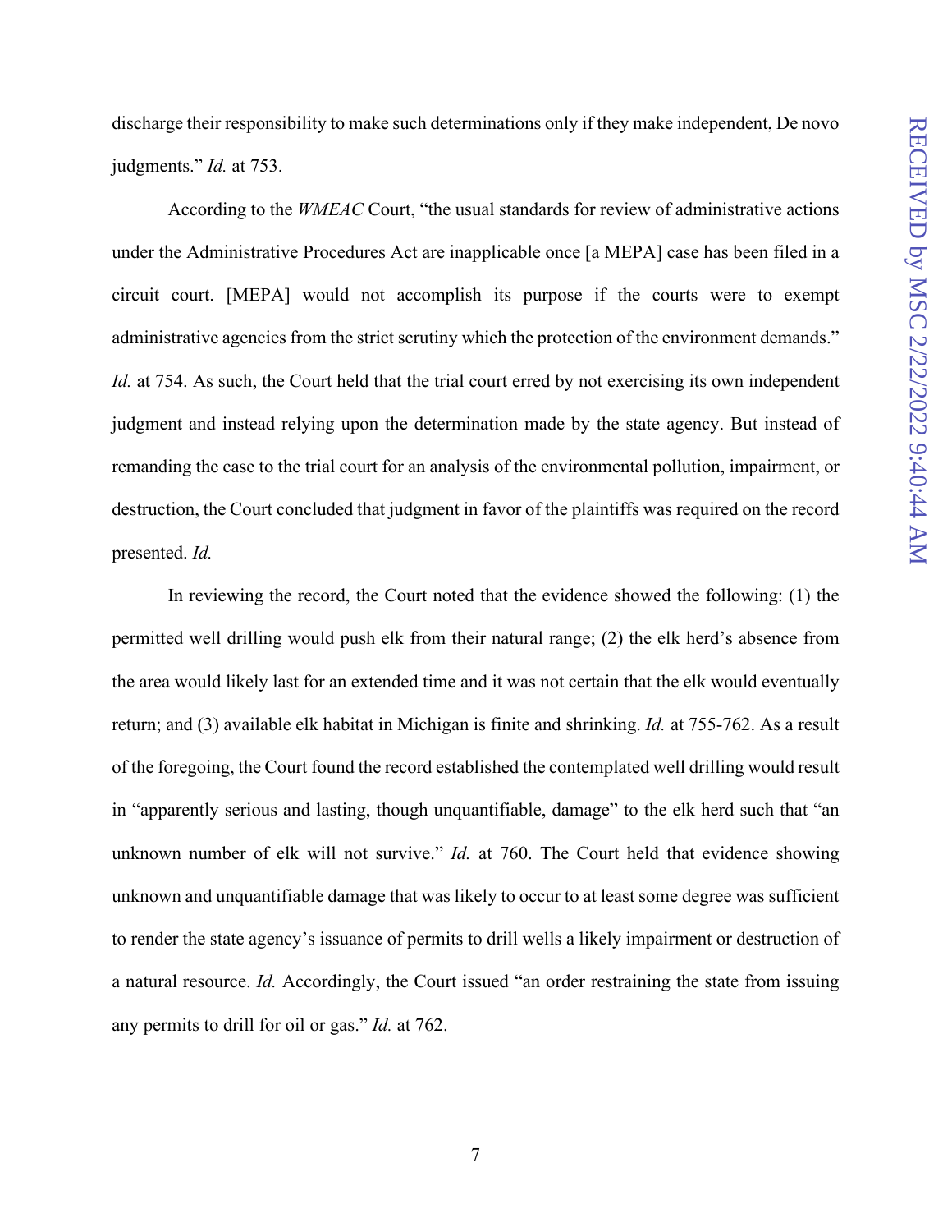discharge their responsibility to make such determinations only if they make independent, De novo judgments." *Id.* at 753.

According to the *WMEAC* Court, "the usual standards for review of administrative actions under the Administrative Procedures Act are inapplicable once [a MEPA] case has been filed in a circuit court. [MEPA] would not accomplish its purpose if the courts were to exempt administrative agencies from the strict scrutiny which the protection of the environment demands." *Id.* at 754. As such, the Court held that the trial court erred by not exercising its own independent judgment and instead relying upon the determination made by the state agency. But instead of remanding the case to the trial court for an analysis of the environmental pollution, impairment, or destruction, the Court concluded that judgment in favor of the plaintiffs was required on the record presented. *Id.*

In reviewing the record, the Court noted that the evidence showed the following: (1) the permitted well drilling would push elk from their natural range; (2) the elk herd's absence from the area would likely last for an extended time and it was not certain that the elk would eventually return; and (3) available elk habitat in Michigan is finite and shrinking. *Id.* at 755-762. As a result of the foregoing, the Court found the record established the contemplated well drilling would result in "apparently serious and lasting, though unquantifiable, damage" to the elk herd such that "an unknown number of elk will not survive." *Id.* at 760. The Court held that evidence showing unknown and unquantifiable damage that was likely to occur to at least some degree was sufficient to render the state agency's issuance of permits to drill wells a likely impairment or destruction of a natural resource. *Id.* Accordingly, the Court issued "an order restraining the state from issuing any permits to drill for oil or gas." *Id.* at 762.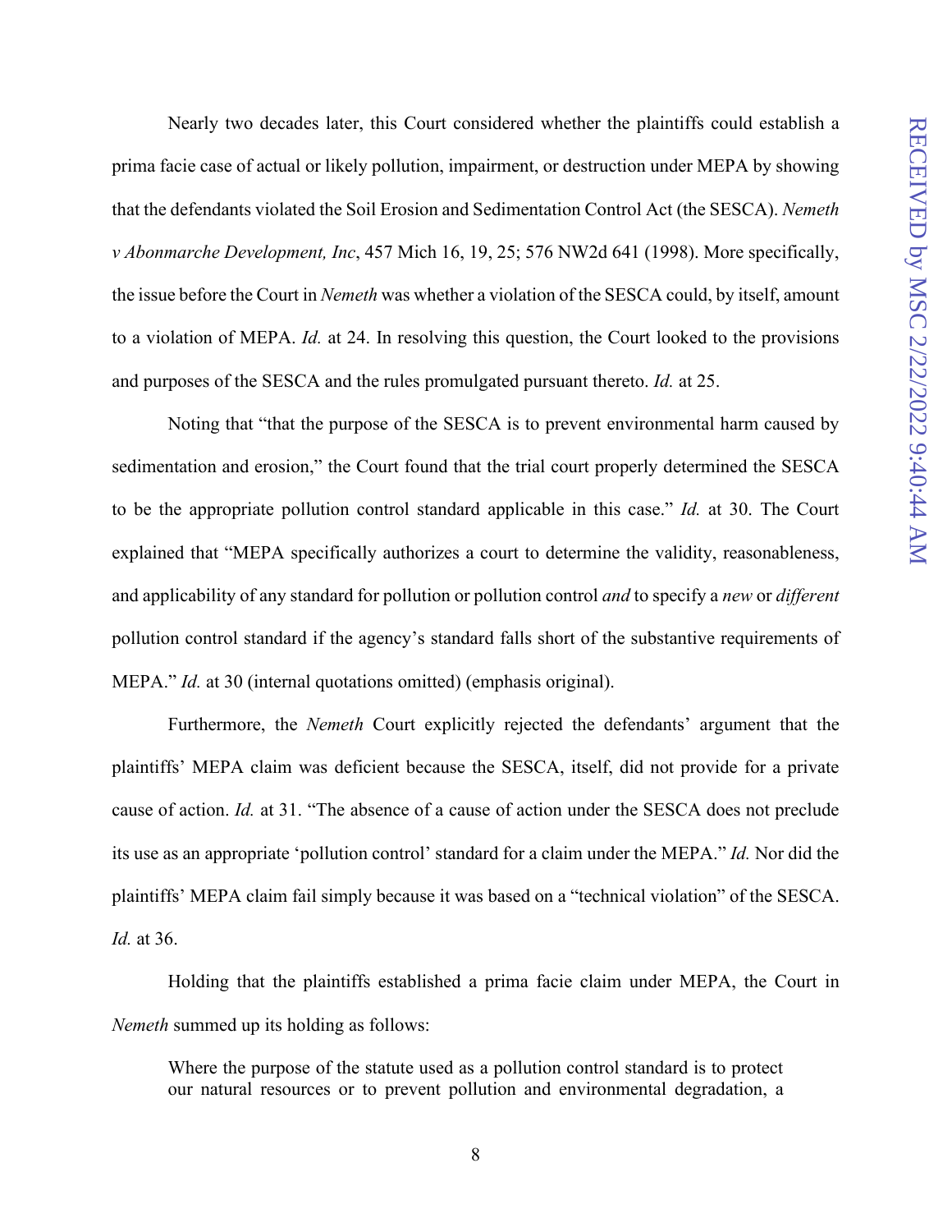Nearly two decades later, this Court considered whether the plaintiffs could establish a prima facie case of actual or likely pollution, impairment, or destruction under MEPA by showing that the defendants violated the Soil Erosion and Sedimentation Control Act (the SESCA). *Nemeth v Abonmarche Development, Inc*, 457 Mich 16, 19, 25; 576 NW2d 641 (1998). More specifically, the issue before the Court in *Nemeth* was whether a violation of the SESCA could, by itself, amount to a violation of MEPA. *Id.* at 24. In resolving this question, the Court looked to the provisions and purposes of the SESCA and the rules promulgated pursuant thereto. *Id.* at 25.

Noting that "that the purpose of the SESCA is to prevent environmental harm caused by sedimentation and erosion," the Court found that the trial court properly determined the SESCA to be the appropriate pollution control standard applicable in this case." *Id.* at 30. The Court explained that "MEPA specifically authorizes a court to determine the validity, reasonableness, and applicability of any standard for pollution or pollution control *and* to specify a *new* or *different* pollution control standard if the agency's standard falls short of the substantive requirements of MEPA." *Id.* at 30 (internal quotations omitted) (emphasis original).

Furthermore, the *Nemeth* Court explicitly rejected the defendants' argument that the plaintiffs' MEPA claim was deficient because the SESCA, itself, did not provide for a private cause of action. *Id.* at 31. "The absence of a cause of action under the SESCA does not preclude its use as an appropriate 'pollution control' standard for a claim under the MEPA." *Id.* Nor did the plaintiffs' MEPA claim fail simply because it was based on a "technical violation" of the SESCA. *Id.* at 36.

Holding that the plaintiffs established a prima facie claim under MEPA, the Court in *Nemeth* summed up its holding as follows:

> Where the purpose of the statute used as a pollution control standard is to protect our natural resources or to prevent pollution and environmental degradation, a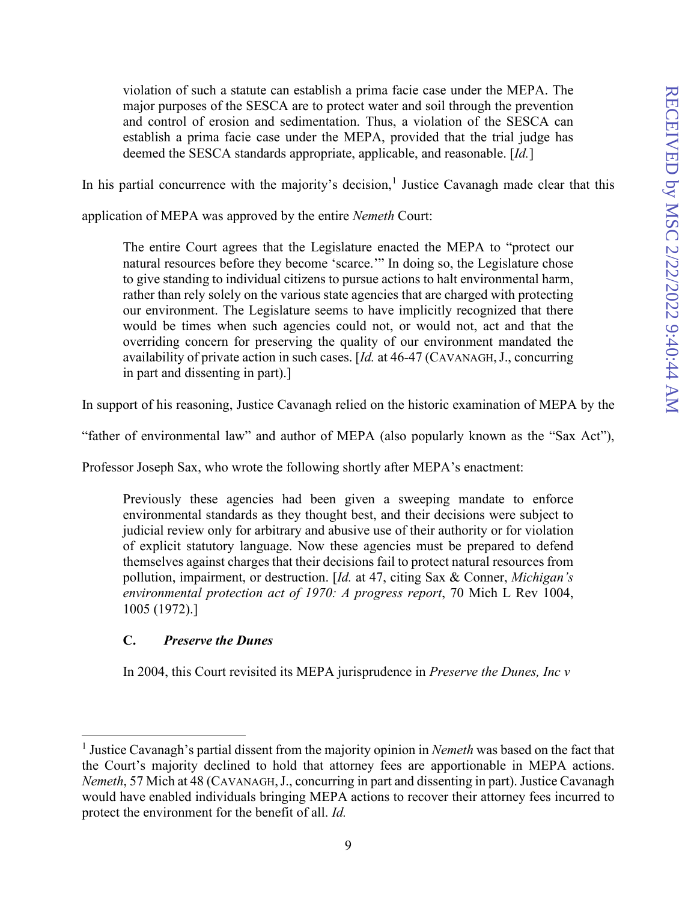> violation of such a statute can establish a prima facie case under the MEPA. The major purposes of the SESCA are to protect water and soil through the prevention and control of erosion and sedimentation. Thus, a violation of the SESCA can establish a prima facie case under the MEPA, provided that the trial judge has deemed the SESCA standards appropriate, applicable, and reasonable. [*Id.*]

In his partial concurrence with the majority's decision,[1] Justice Cavanagh made clear that this application of MEPA was approved by the entire *Nemeth* Court:

> The entire Court agrees that the Legislature enacted the MEPA to "protect our natural resources before they become 'scarce.'" In doing so, the Legislature chose to give standing to individual citizens to pursue actions to halt environmental harm, rather than rely solely on the various state agencies that are charged with protecting our environment. The Legislature seems to have implicitly recognized that there would be times when such agencies could not, or would not, act and that the overriding concern for preserving the quality of our environment mandated the availability of private action in such cases. [*Id.* at 46-47 (CAVANAGH, J., concurring in part and dissenting in part).]

In support of his reasoning, Justice Cavanagh relied on the historic examination of MEPA by the "father of environmental law" and author of MEPA (also popularly known as the "Sax Act"), Professor Joseph Sax, who wrote the following shortly after MEPA's enactment:

> Previously these agencies had been given a sweeping mandate to enforce environmental standards as they thought best, and their decisions were subject to judicial review only for arbitrary and abusive use of their authority or for violation of explicit statutory language. Now these agencies must be prepared to defend themselves against charges that their decisions fail to protect natural resources from pollution, impairment, or destruction. [*Id.* at 47, citing Sax & Conner, *Michigan's environmental protection act of 1970: A progress report*, 70 Mich L Rev 1004, 1005 (1972).]

### C. *Preserve the Dunes*

In 2004, this Court revisited its MEPA jurisprudence in *Preserve the Dunes, Inc v*

---

[1] Justice Cavanagh's partial dissent from the majority opinion in *Nemeth* was based on the fact that the Court's majority declined to hold that attorney fees are apportionable in MEPA actions. *Nemeth*, 57 Mich at 48 (CAVANAGH, J., concurring in part and dissenting in part). Justice Cavanagh would have enabled individuals bringing MEPA actions to recover their attorney fees incurred to protect the environment for the benefit of all. *Id.*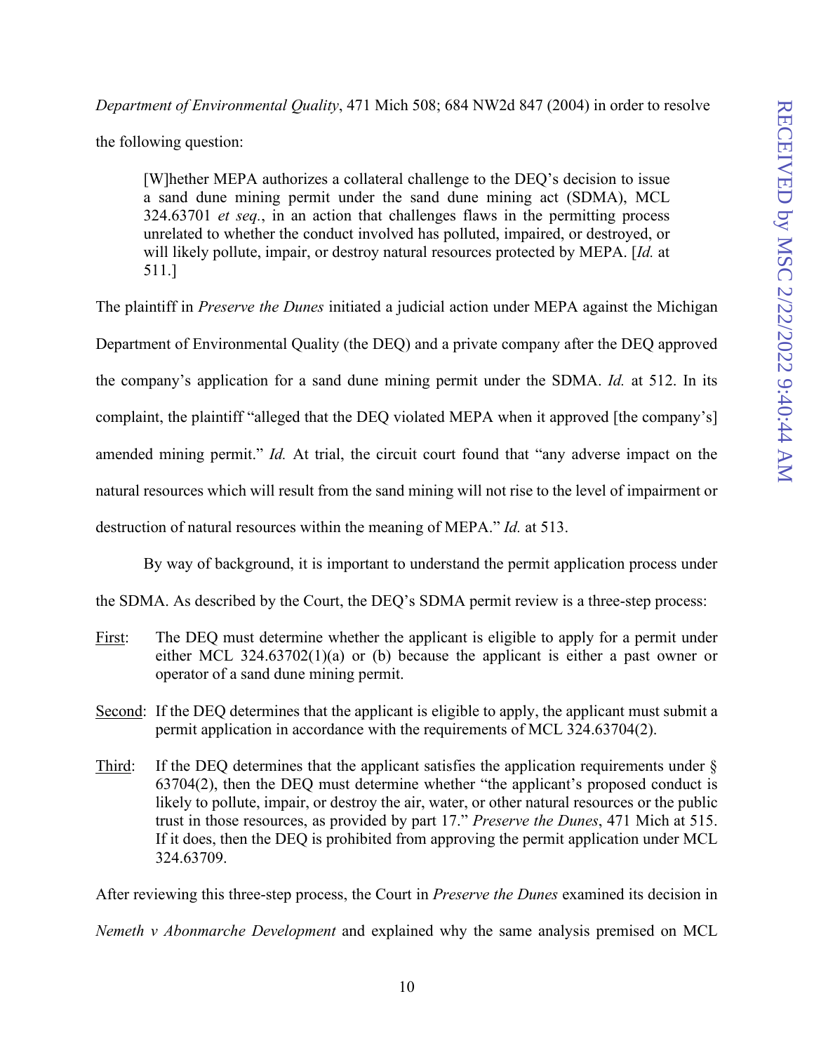*Department of Environmental Quality*, 471 Mich 508; 684 NW2d 847 (2004) in order to resolve the following question:

> [W]hether MEPA authorizes a collateral challenge to the DEQ's decision to issue a sand dune mining permit under the sand dune mining act (SDMA), MCL 324.63701 *et seq.*, in an action that challenges flaws in the permitting process unrelated to whether the conduct involved has polluted, impaired, or destroyed, or will likely pollute, impair, or destroy natural resources protected by MEPA. [*Id.* at 511.]

The plaintiff in *Preserve the Dunes* initiated a judicial action under MEPA against the Michigan Department of Environmental Quality (the DEQ) and a private company after the DEQ approved the company's application for a sand dune mining permit under the SDMA. *Id.* at 512. In its complaint, the plaintiff "alleged that the DEQ violated MEPA when it approved [the company's] amended mining permit." *Id.* At trial, the circuit court found that "any adverse impact on the natural resources which will result from the sand mining will not rise to the level of impairment or destruction of natural resources within the meaning of MEPA." *Id.* at 513.

By way of background, it is important to understand the permit application process under the SDMA. As described by the Court, the DEQ's SDMA permit review is a three-step process:

- <u>First</u>: The DEQ must determine whether the applicant is eligible to apply for a permit under either MCL 324.63702(1)(a) or (b) because the applicant is either a past owner or operator of a sand dune mining permit.

- <u>Second</u>: If the DEQ determines that the applicant is eligible to apply, the applicant must submit a permit application in accordance with the requirements of MCL 324.63704(2).

- <u>Third</u>: If the DEQ determines that the applicant satisfies the application requirements under § 63704(2), then the DEQ must determine whether "the applicant's proposed conduct is likely to pollute, impair, or destroy the air, water, or other natural resources or the public trust in those resources, as provided by part 17." *Preserve the Dunes*, 471 Mich at 515. If it does, then the DEQ is prohibited from approving the permit application under MCL 324.63709.

After reviewing this three-step process, the Court in *Preserve the Dunes* examined its decision in *Nemeth v Abonmarche Development* and explained why the same analysis premised on MCL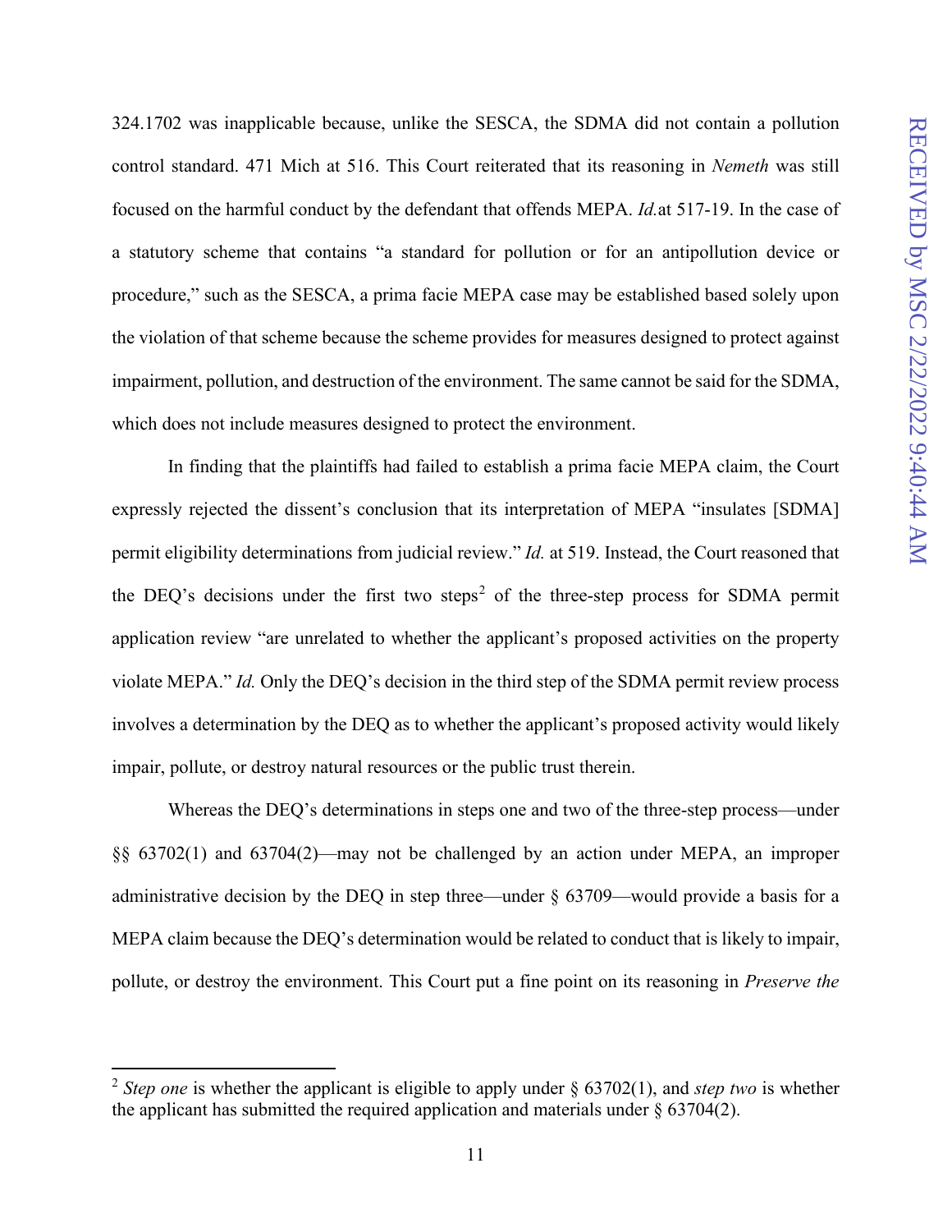324.1702 was inapplicable because, unlike the SESCA, the SDMA did not contain a pollution control standard. 471 Mich at 516. This Court reiterated that its reasoning in *Nemeth* was still focused on the harmful conduct by the defendant that offends MEPA. *Id.*at 517-19. In the case of a statutory scheme that contains "a standard for pollution or for an antipollution device or procedure," such as the SESCA, a prima facie MEPA case may be established based solely upon the violation of that scheme because the scheme provides for measures designed to protect against impairment, pollution, and destruction of the environment. The same cannot be said for the SDMA, which does not include measures designed to protect the environment.

In finding that the plaintiffs had failed to establish a prima facie MEPA claim, the Court expressly rejected the dissent's conclusion that its interpretation of MEPA "insulates [SDMA] permit eligibility determinations from judicial review." *Id.* at 519. Instead, the Court reasoned that the DEQ's decisions under the first two steps[2] of the three-step process for SDMA permit application review "are unrelated to whether the applicant's proposed activities on the property violate MEPA." *Id.* Only the DEQ's decision in the third step of the SDMA permit review process involves a determination by the DEQ as to whether the applicant's proposed activity would likely impair, pollute, or destroy natural resources or the public trust therein.

Whereas the DEQ's determinations in steps one and two of the three-step process—under §§ 63702(1) and 63704(2)—may not be challenged by an action under MEPA, an improper administrative decision by the DEQ in step three—under § 63709—would provide a basis for a MEPA claim because the DEQ's determination would be related to conduct that is likely to impair, pollute, or destroy the environment. This Court put a fine point on its reasoning in *Preserve the*

[2] *Step one* is whether the applicant is eligible to apply under § 63702(1), and *step two* is whether the applicant has submitted the required application and materials under § 63704(2).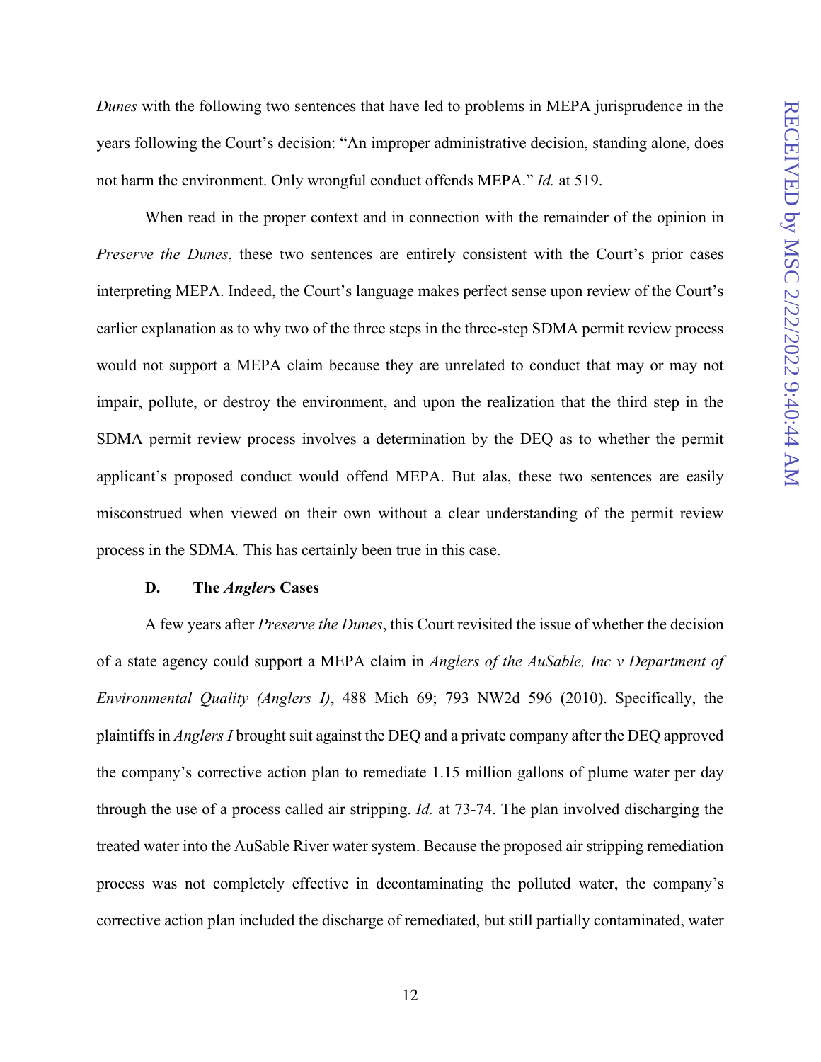*Dunes* with the following two sentences that have led to problems in MEPA jurisprudence in the years following the Court's decision: "An improper administrative decision, standing alone, does not harm the environment. Only wrongful conduct offends MEPA." *Id.* at 519.

When read in the proper context and in connection with the remainder of the opinion in *Preserve the Dunes*, these two sentences are entirely consistent with the Court's prior cases interpreting MEPA. Indeed, the Court's language makes perfect sense upon review of the Court's earlier explanation as to why two of the three steps in the three-step SDMA permit review process would not support a MEPA claim because they are unrelated to conduct that may or may not impair, pollute, or destroy the environment, and upon the realization that the third step in the SDMA permit review process involves a determination by the DEQ as to whether the permit applicant's proposed conduct would offend MEPA. But alas, these two sentences are easily misconstrued when viewed on their own without a clear understanding of the permit review process in the SDMA. This has certainly been true in this case.

### D. The *Anglers* Cases

A few years after *Preserve the Dunes*, this Court revisited the issue of whether the decision of a state agency could support a MEPA claim in *Anglers of the AuSable, Inc v Department of Environmental Quality (Anglers I)*, 488 Mich 69; 793 NW2d 596 (2010). Specifically, the plaintiffs in *Anglers I* brought suit against the DEQ and a private company after the DEQ approved the company's corrective action plan to remediate 1.15 million gallons of plume water per day through the use of a process called air stripping. *Id.* at 73-74. The plan involved discharging the treated water into the AuSable River water system. Because the proposed air stripping remediation process was not completely effective in decontaminating the polluted water, the company's corrective action plan included the discharge of remediated, but still partially contaminated, water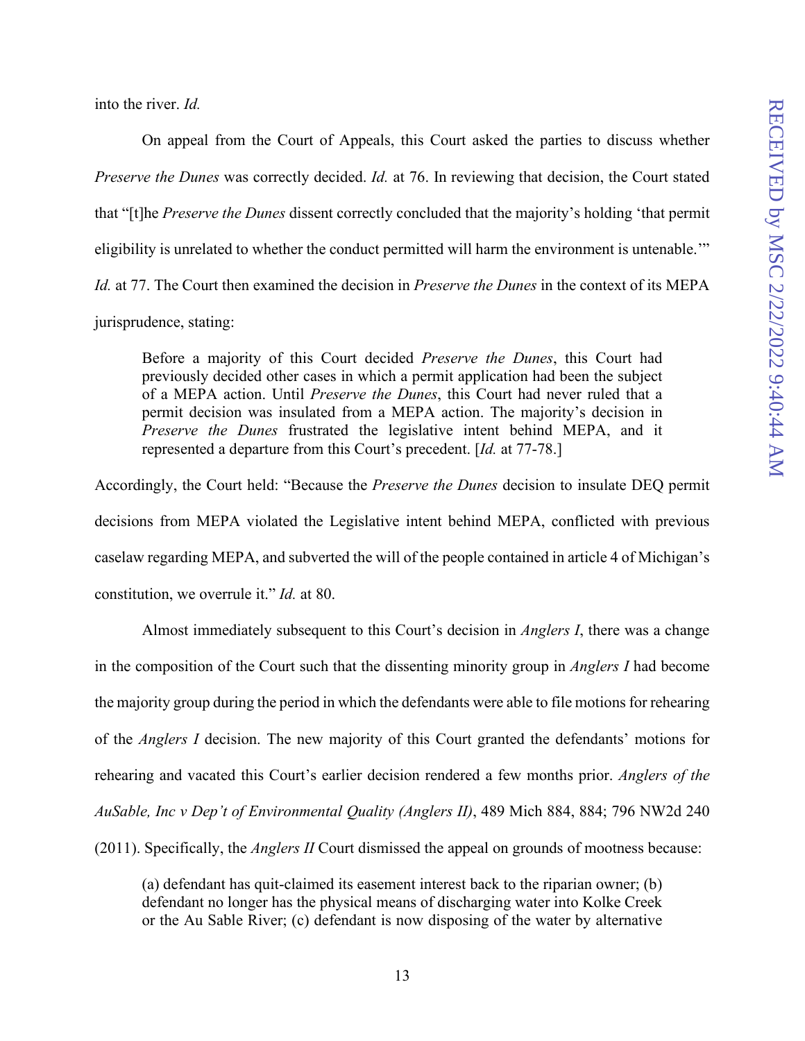into the river. *Id.*

On appeal from the Court of Appeals, this Court asked the parties to discuss whether *Preserve the Dunes* was correctly decided. *Id.* at 76. In reviewing that decision, the Court stated that "[t]he *Preserve the Dunes* dissent correctly concluded that the majority's holding 'that permit eligibility is unrelated to whether the conduct permitted will harm the environment is untenable.'" *Id.* at 77. The Court then examined the decision in *Preserve the Dunes* in the context of its MEPA jurisprudence, stating:

> Before a majority of this Court decided *Preserve the Dunes*, this Court had previously decided other cases in which a permit application had been the subject of a MEPA action. Until *Preserve the Dunes*, this Court had never ruled that a permit decision was insulated from a MEPA action. The majority's decision in *Preserve the Dunes* frustrated the legislative intent behind MEPA, and it represented a departure from this Court's precedent. [*Id.* at 77-78.]

Accordingly, the Court held: "Because the *Preserve the Dunes* decision to insulate DEQ permit decisions from MEPA violated the Legislative intent behind MEPA, conflicted with previous caselaw regarding MEPA, and subverted the will of the people contained in article 4 of Michigan's constitution, we overrule it." *Id.* at 80.

Almost immediately subsequent to this Court's decision in *Anglers I*, there was a change in the composition of the Court such that the dissenting minority group in *Anglers I* had become the majority group during the period in which the defendants were able to file motions for rehearing of the *Anglers I* decision. The new majority of this Court granted the defendants' motions for rehearing and vacated this Court's earlier decision rendered a few months prior. *Anglers of the AuSable, Inc v Dep't of Environmental Quality (Anglers II)*, 489 Mich 884, 884; 796 NW2d 240 (2011). Specifically, the *Anglers II* Court dismissed the appeal on grounds of mootness because:

> (a) defendant has quit-claimed its easement interest back to the riparian owner; (b) defendant no longer has the physical means of discharging water into Kolke Creek or the Au Sable River; (c) defendant is now disposing of the water by alternative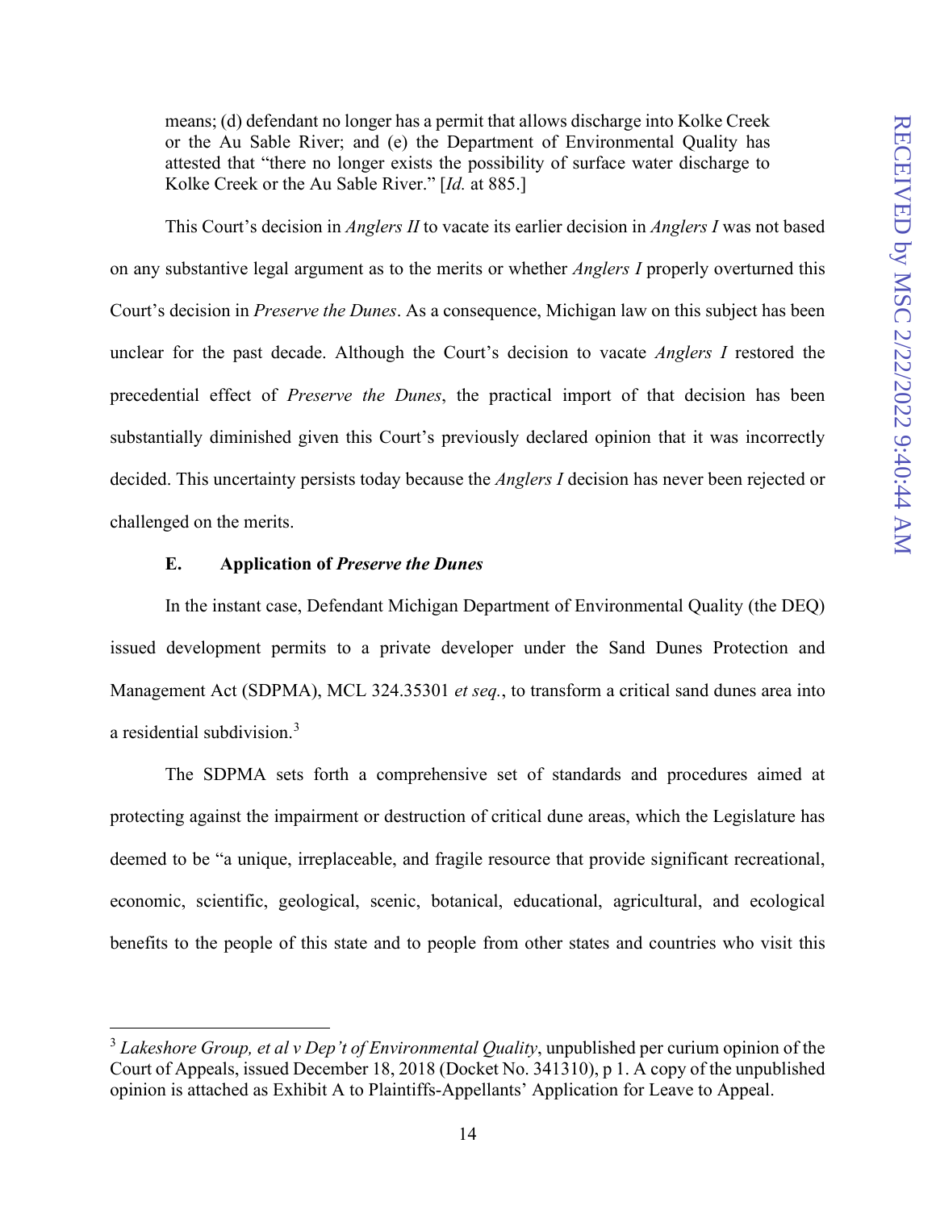means; (d) defendant no longer has a permit that allows discharge into Kolke Creek or the Au Sable River; and (e) the Department of Environmental Quality has attested that "there no longer exists the possibility of surface water discharge to Kolke Creek or the Au Sable River." [*Id.* at 885.]

This Court's decision in *Anglers II* to vacate its earlier decision in *Anglers I* was not based on any substantive legal argument as to the merits or whether *Anglers I* properly overturned this Court's decision in *Preserve the Dunes*. As a consequence, Michigan law on this subject has been unclear for the past decade. Although the Court's decision to vacate *Anglers I* restored the precedential effect of *Preserve the Dunes*, the practical import of that decision has been substantially diminished given this Court's previously declared opinion that it was incorrectly decided. This uncertainty persists today because the *Anglers I* decision has never been rejected or challenged on the merits.

### E. Application of *Preserve the Dunes*

In the instant case, Defendant Michigan Department of Environmental Quality (the DEQ) issued development permits to a private developer under the Sand Dunes Protection and Management Act (SDPMA), MCL 324.35301 *et seq.*, to transform a critical sand dunes area into a residential subdivision.[3]

The SDPMA sets forth a comprehensive set of standards and procedures aimed at protecting against the impairment or destruction of critical dune areas, which the Legislature has deemed to be "a unique, irreplaceable, and fragile resource that provide significant recreational, economic, scientific, geological, scenic, botanical, educational, agricultural, and ecological benefits to the people of this state and to people from other states and countries who visit this

---

[3] *Lakeshore Group, et al v Dep't of Environmental Quality*, unpublished per curium opinion of the Court of Appeals, issued December 18, 2018 (Docket No. 341310), p 1. A copy of the unpublished opinion is attached as Exhibit A to Plaintiffs-Appellants' Application for Leave to Appeal.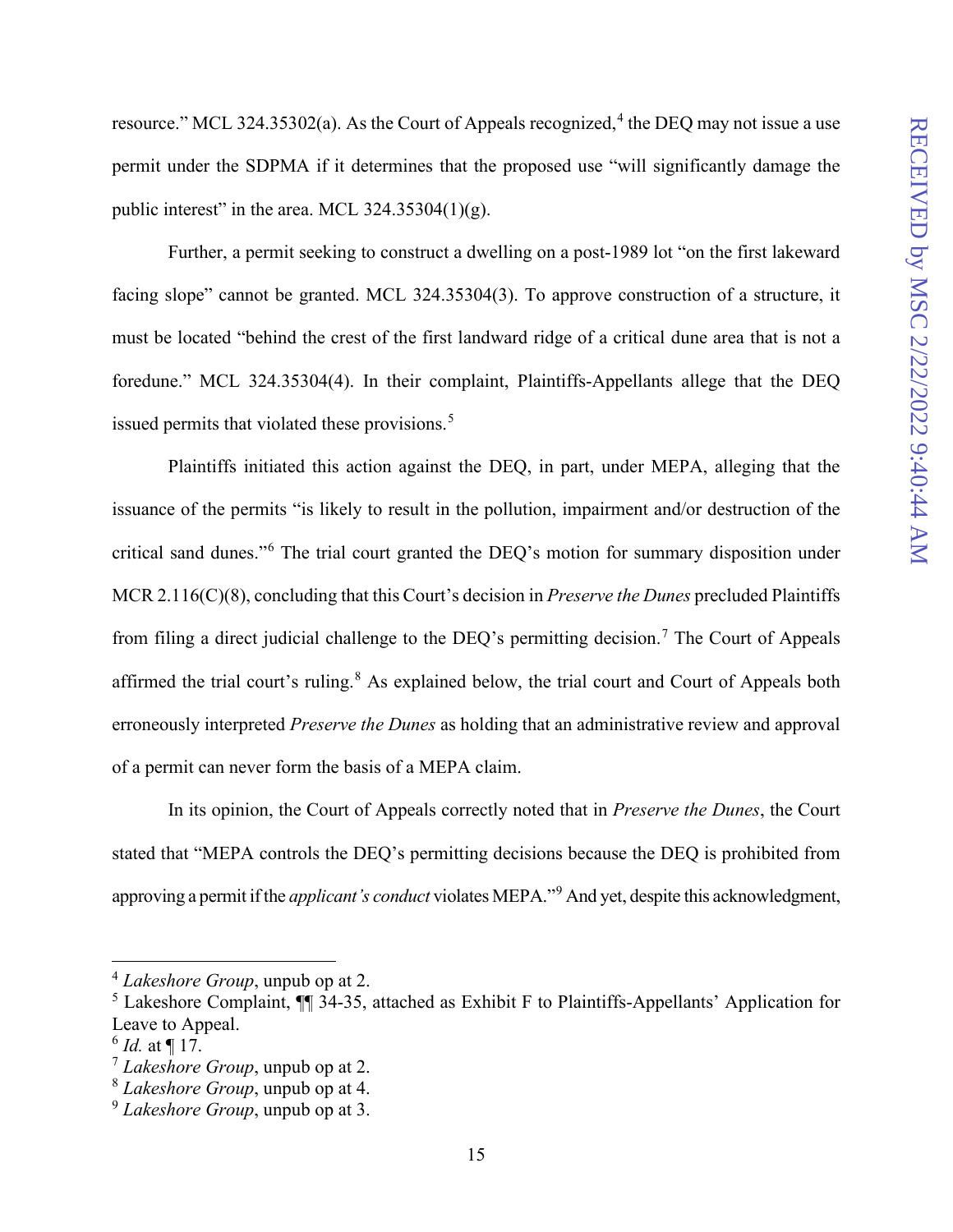resource." MCL 324.35302(a). As the Court of Appeals recognized,[4] the DEQ may not issue a use permit under the SDPMA if it determines that the proposed use "will significantly damage the public interest" in the area. MCL 324.35304(1)(g).

Further, a permit seeking to construct a dwelling on a post-1989 lot "on the first lakeward facing slope" cannot be granted. MCL 324.35304(3). To approve construction of a structure, it must be located "behind the crest of the first landward ridge of a critical dune area that is not a foredune." MCL 324.35304(4). In their complaint, Plaintiffs-Appellants allege that the DEQ issued permits that violated these provisions.[5]

Plaintiffs initiated this action against the DEQ, in part, under MEPA, alleging that the issuance of the permits "is likely to result in the pollution, impairment and/or destruction of the critical sand dunes."[6] The trial court granted the DEQ's motion for summary disposition under MCR 2.116(C)(8), concluding that this Court's decision in *Preserve the Dunes* precluded Plaintiffs from filing a direct judicial challenge to the DEQ's permitting decision.[7] The Court of Appeals affirmed the trial court's ruling.[8] As explained below, the trial court and Court of Appeals both erroneously interpreted *Preserve the Dunes* as holding that an administrative review and approval of a permit can never form the basis of a MEPA claim.

In its opinion, the Court of Appeals correctly noted that in *Preserve the Dunes*, the Court stated that "MEPA controls the DEQ's permitting decisions because the DEQ is prohibited from approving a permit if the *applicant's conduct* violates MEPA."[9] And yet, despite this acknowledgment,

---

[4] *Lakeshore Group*, unpub op at 2.

[5] Lakeshore Complaint, ¶¶ 34-35, attached as Exhibit F to Plaintiffs-Appellants' Application for Leave to Appeal.

[6] *Id.* at ¶ 17.

[7] *Lakeshore Group*, unpub op at 2.

[8] *Lakeshore Group*, unpub op at 4.

[9] *Lakeshore Group*, unpub op at 3.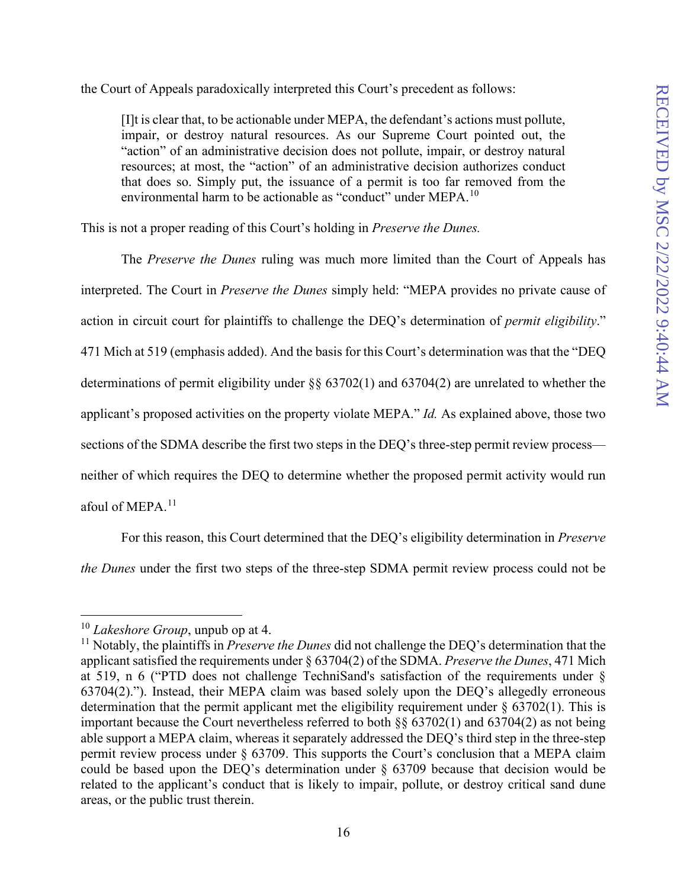the Court of Appeals paradoxically interpreted this Court's precedent as follows:

> [I]t is clear that, to be actionable under MEPA, the defendant's actions must pollute, impair, or destroy natural resources. As our Supreme Court pointed out, the "action" of an administrative decision does not pollute, impair, or destroy natural resources; at most, the "action" of an administrative decision authorizes conduct that does so. Simply put, the issuance of a permit is too far removed from the environmental harm to be actionable as "conduct" under MEPA.[10]

This is not a proper reading of this Court's holding in *Preserve the Dunes.*

The *Preserve the Dunes* ruling was much more limited than the Court of Appeals has interpreted. The Court in *Preserve the Dunes* simply held: "MEPA provides no private cause of action in circuit court for plaintiffs to challenge the DEQ's determination of *permit eligibility*." 471 Mich at 519 (emphasis added). And the basis for this Court's determination was that the "DEQ determinations of permit eligibility under §§ 63702(1) and 63704(2) are unrelated to whether the applicant's proposed activities on the property violate MEPA." *Id.* As explained above, those two sections of the SDMA describe the first two steps in the DEQ's three-step permit review process—neither of which requires the DEQ to determine whether the proposed permit activity would run afoul of MEPA.[11]

For this reason, this Court determined that the DEQ's eligibility determination in *Preserve the Dunes* under the first two steps of the three-step SDMA permit review process could not be

---

[10] *Lakeshore Group*, unpub op at 4.

[11] Notably, the plaintiffs in *Preserve the Dunes* did not challenge the DEQ's determination that the applicant satisfied the requirements under § 63704(2) of the SDMA. *Preserve the Dunes*, 471 Mich at 519, n 6 ("PTD does not challenge TechniSand's satisfaction of the requirements under § 63704(2)."). Instead, their MEPA claim was based solely upon the DEQ's allegedly erroneous determination that the permit applicant met the eligibility requirement under § 63702(1). This is important because the Court nevertheless referred to both §§ 63702(1) and 63704(2) as not being able support a MEPA claim, whereas it separately addressed the DEQ's third step in the three-step permit review process under § 63709. This supports the Court's conclusion that a MEPA claim could be based upon the DEQ's determination under § 63709 because that decision would be related to the applicant's conduct that is likely to impair, pollute, or destroy critical sand dune areas, or the public trust therein.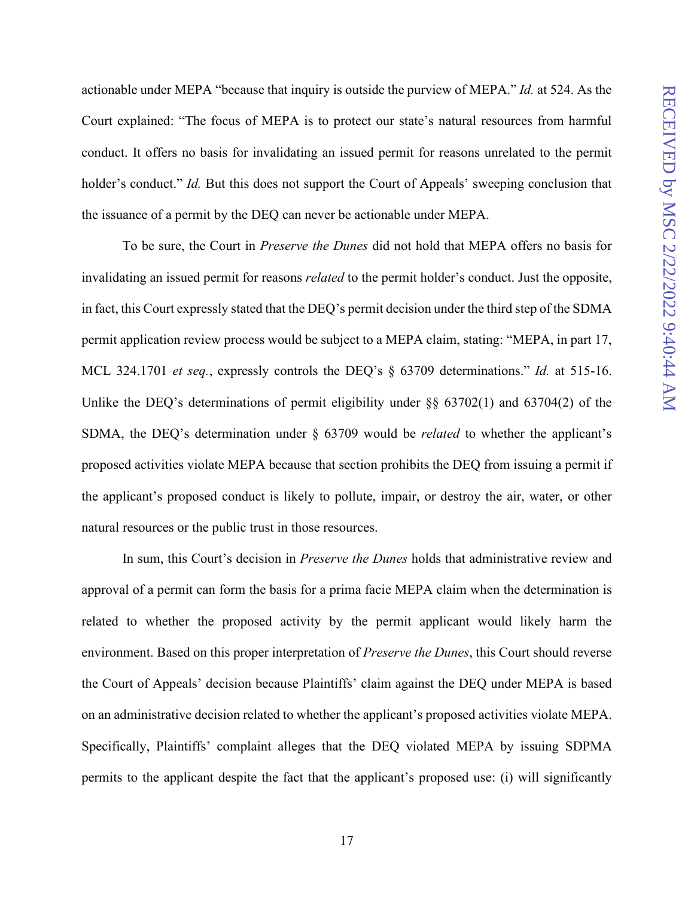actionable under MEPA "because that inquiry is outside the purview of MEPA." *Id.* at 524. As the Court explained: "The focus of MEPA is to protect our state's natural resources from harmful conduct. It offers no basis for invalidating an issued permit for reasons unrelated to the permit holder's conduct." *Id.* But this does not support the Court of Appeals' sweeping conclusion that the issuance of a permit by the DEQ can never be actionable under MEPA.

To be sure, the Court in *Preserve the Dunes* did not hold that MEPA offers no basis for invalidating an issued permit for reasons *related* to the permit holder's conduct. Just the opposite, in fact, this Court expressly stated that the DEQ's permit decision under the third step of the SDMA permit application review process would be subject to a MEPA claim, stating: "MEPA, in part 17, MCL 324.1701 *et seq.*, expressly controls the DEQ's § 63709 determinations." *Id.* at 515-16. Unlike the DEQ's determinations of permit eligibility under §§ 63702(1) and 63704(2) of the SDMA, the DEQ's determination under § 63709 would be *related* to whether the applicant's proposed activities violate MEPA because that section prohibits the DEQ from issuing a permit if the applicant's proposed conduct is likely to pollute, impair, or destroy the air, water, or other natural resources or the public trust in those resources.

In sum, this Court's decision in *Preserve the Dunes* holds that administrative review and approval of a permit can form the basis for a prima facie MEPA claim when the determination is related to whether the proposed activity by the permit applicant would likely harm the environment. Based on this proper interpretation of *Preserve the Dunes*, this Court should reverse the Court of Appeals' decision because Plaintiffs' claim against the DEQ under MEPA is based on an administrative decision related to whether the applicant's proposed activities violate MEPA. Specifically, Plaintiffs' complaint alleges that the DEQ violated MEPA by issuing SDPMA permits to the applicant despite the fact that the applicant's proposed use: (i) will significantly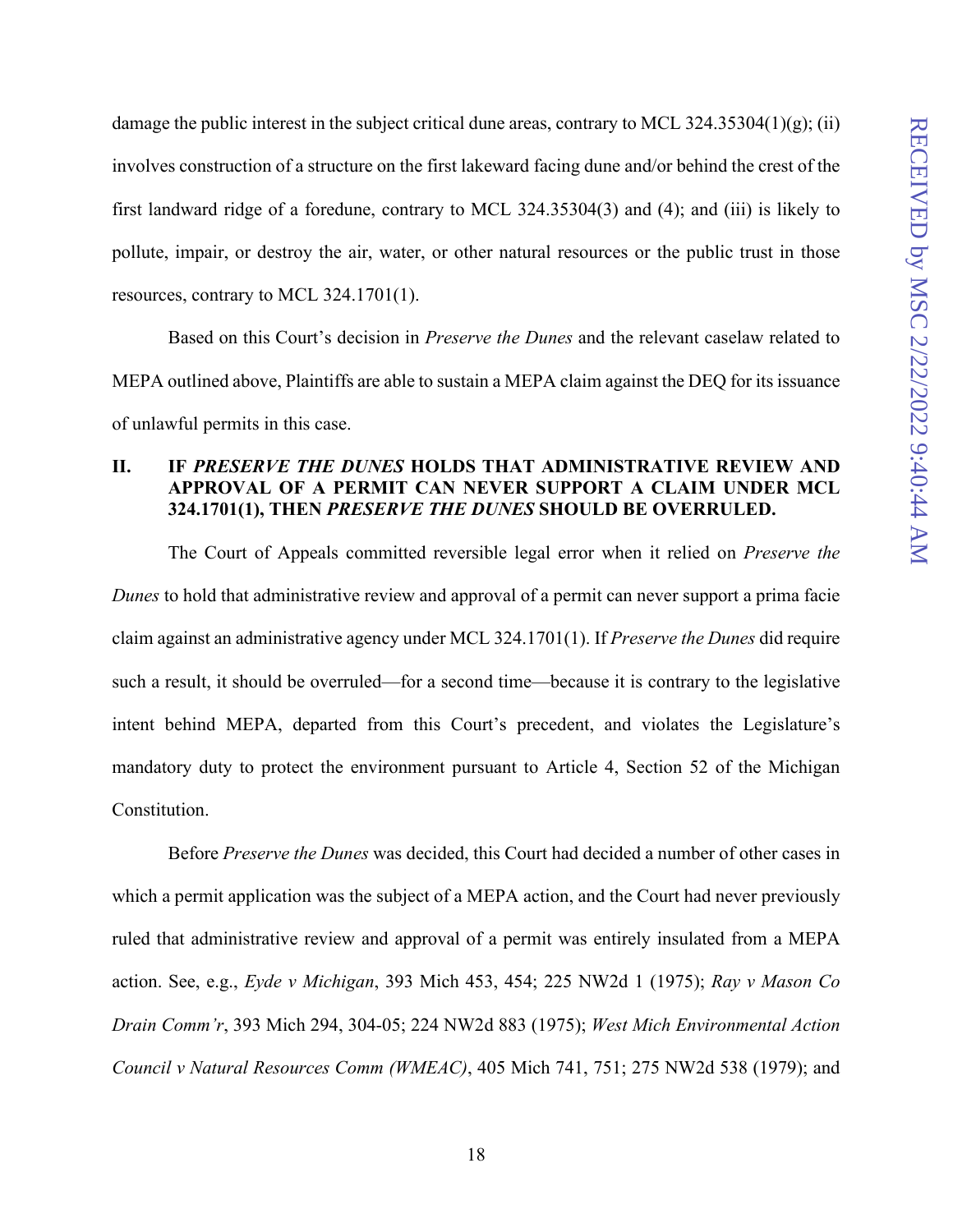damage the public interest in the subject critical dune areas, contrary to MCL 324.35304(1)(g); (ii) involves construction of a structure on the first lakeward facing dune and/or behind the crest of the first landward ridge of a foredune, contrary to MCL 324.35304(3) and (4); and (iii) is likely to pollute, impair, or destroy the air, water, or other natural resources or the public trust in those resources, contrary to MCL 324.1701(1).

Based on this Court's decision in *Preserve the Dunes* and the relevant caselaw related to MEPA outlined above, Plaintiffs are able to sustain a MEPA claim against the DEQ for its issuance of unlawful permits in this case.

## II. IF *PRESERVE THE DUNES* HOLDS THAT ADMINISTRATIVE REVIEW AND APPROVAL OF A PERMIT CAN NEVER SUPPORT A CLAIM UNDER MCL 324.1701(1), THEN *PRESERVE THE DUNES* SHOULD BE OVERRULED.

The Court of Appeals committed reversible legal error when it relied on *Preserve the Dunes* to hold that administrative review and approval of a permit can never support a prima facie claim against an administrative agency under MCL 324.1701(1). If *Preserve the Dunes* did require such a result, it should be overruled—for a second time—because it is contrary to the legislative intent behind MEPA, departed from this Court's precedent, and violates the Legislature's mandatory duty to protect the environment pursuant to Article 4, Section 52 of the Michigan Constitution.

Before *Preserve the Dunes* was decided, this Court had decided a number of other cases in which a permit application was the subject of a MEPA action, and the Court had never previously ruled that administrative review and approval of a permit was entirely insulated from a MEPA action. See, e.g., *Eyde v Michigan*, 393 Mich 453, 454; 225 NW2d 1 (1975); *Ray v Mason Co Drain Comm'r*, 393 Mich 294, 304-05; 224 NW2d 883 (1975); *West Mich Environmental Action Council v Natural Resources Comm (WMEAC)*, 405 Mich 741, 751; 275 NW2d 538 (1979); and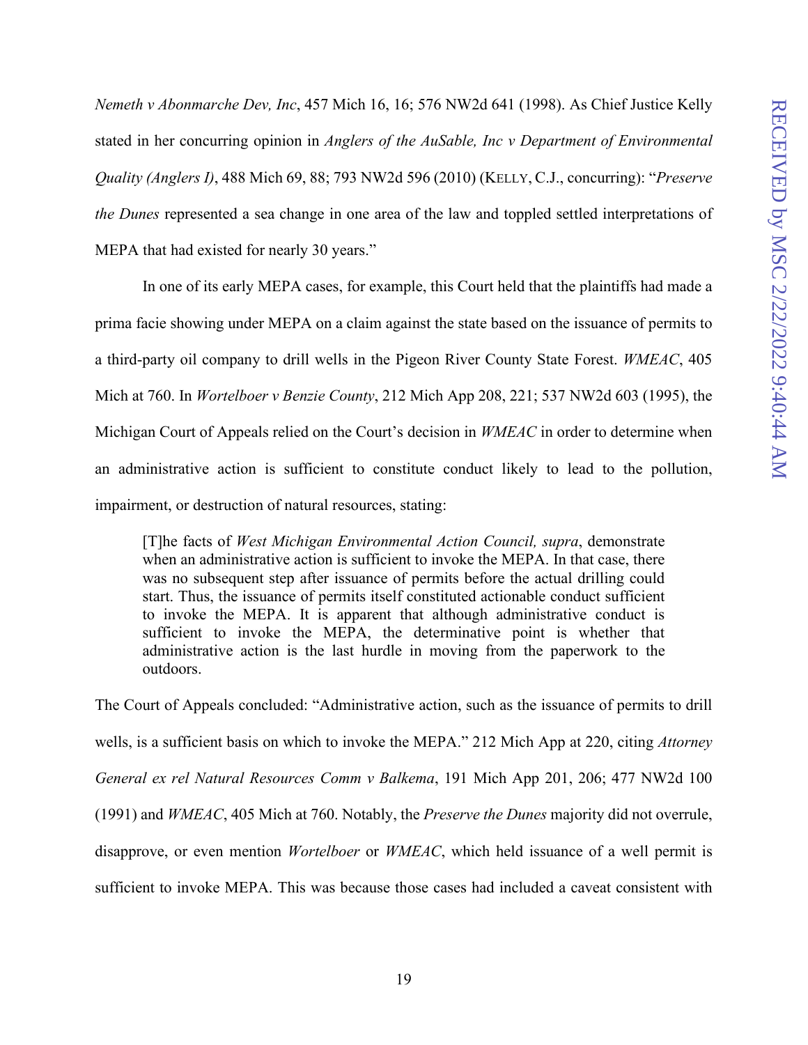*Nemeth v Abonmarche Dev, Inc*, 457 Mich 16, 16; 576 NW2d 641 (1998). As Chief Justice Kelly stated in her concurring opinion in *Anglers of the AuSable, Inc v Department of Environmental Quality (Anglers I)*, 488 Mich 69, 88; 793 NW2d 596 (2010) (KELLY, C.J., concurring): "*Preserve the Dunes* represented a sea change in one area of the law and toppled settled interpretations of MEPA that had existed for nearly 30 years."

In one of its early MEPA cases, for example, this Court held that the plaintiffs had made a prima facie showing under MEPA on a claim against the state based on the issuance of permits to a third-party oil company to drill wells in the Pigeon River County State Forest. *WMEAC*, 405 Mich at 760. In *Wortelboer v Benzie County*, 212 Mich App 208, 221; 537 NW2d 603 (1995), the Michigan Court of Appeals relied on the Court's decision in *WMEAC* in order to determine when an administrative action is sufficient to constitute conduct likely to lead to the pollution, impairment, or destruction of natural resources, stating:

> [T]he facts of *West Michigan Environmental Action Council, supra*, demonstrate when an administrative action is sufficient to invoke the MEPA. In that case, there was no subsequent step after issuance of permits before the actual drilling could start. Thus, the issuance of permits itself constituted actionable conduct sufficient to invoke the MEPA. It is apparent that although administrative conduct is sufficient to invoke the MEPA, the determinative point is whether that administrative action is the last hurdle in moving from the paperwork to the outdoors.

The Court of Appeals concluded: "Administrative action, such as the issuance of permits to drill wells, is a sufficient basis on which to invoke the MEPA." 212 Mich App at 220, citing *Attorney General ex rel Natural Resources Comm v Balkema*, 191 Mich App 201, 206; 477 NW2d 100 (1991) and *WMEAC*, 405 Mich at 760. Notably, the *Preserve the Dunes* majority did not overrule, disapprove, or even mention *Wortelboer* or *WMEAC*, which held issuance of a well permit is sufficient to invoke MEPA. This was because those cases had included a caveat consistent with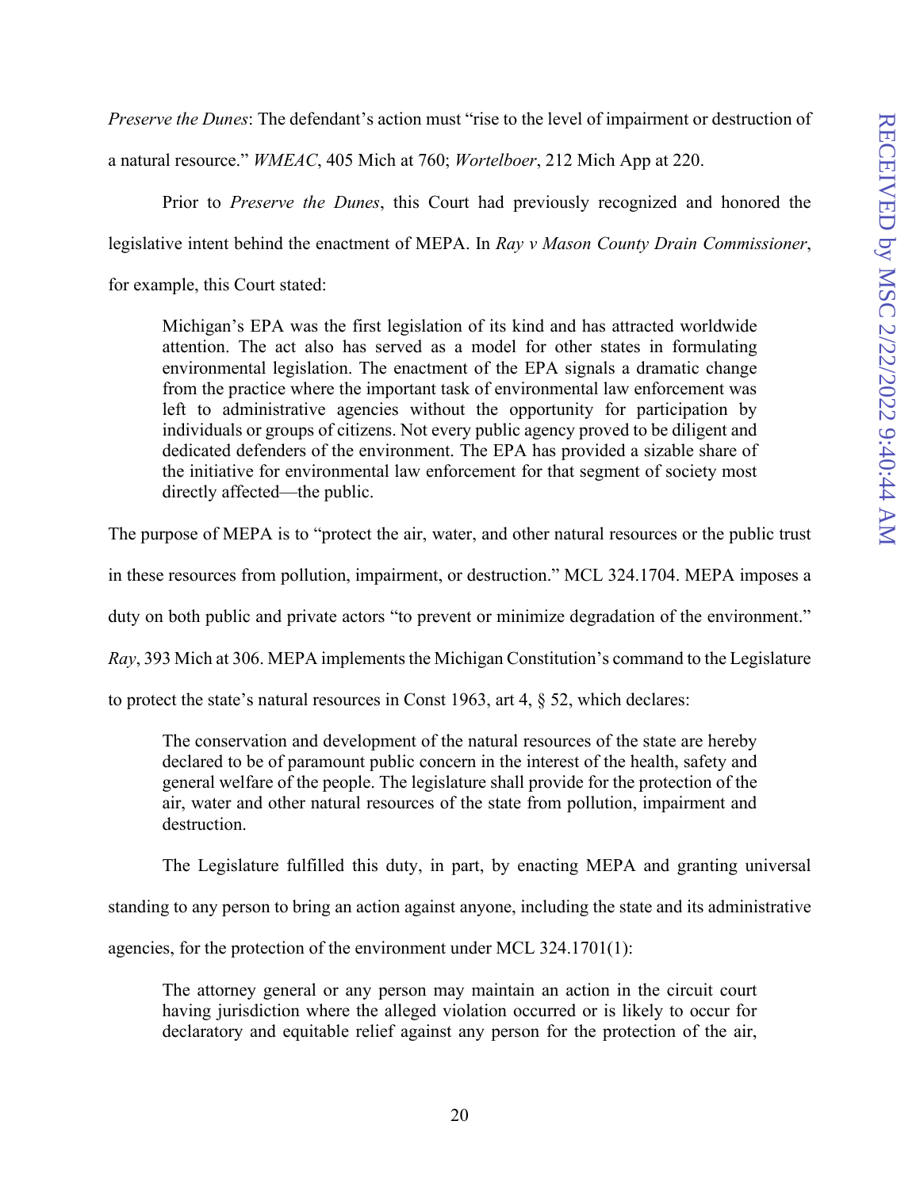*Preserve the Dunes*: The defendant's action must "rise to the level of impairment or destruction of a natural resource." *WMEAC*, 405 Mich at 760; *Wortelboer*, 212 Mich App at 220.

Prior to *Preserve the Dunes*, this Court had previously recognized and honored the legislative intent behind the enactment of MEPA. In *Ray v Mason County Drain Commissioner*, for example, this Court stated:

> Michigan's EPA was the first legislation of its kind and has attracted worldwide attention. The act also has served as a model for other states in formulating environmental legislation. The enactment of the EPA signals a dramatic change from the practice where the important task of environmental law enforcement was left to administrative agencies without the opportunity for participation by individuals or groups of citizens. Not every public agency proved to be diligent and dedicated defenders of the environment. The EPA has provided a sizable share of the initiative for environmental law enforcement for that segment of society most directly affected—the public.

The purpose of MEPA is to "protect the air, water, and other natural resources or the public trust in these resources from pollution, impairment, or destruction." MCL 324.1704. MEPA imposes a duty on both public and private actors "to prevent or minimize degradation of the environment." *Ray*, 393 Mich at 306. MEPA implements the Michigan Constitution's command to the Legislature to protect the state's natural resources in Const 1963, art 4, § 52, which declares:

> The conservation and development of the natural resources of the state are hereby declared to be of paramount public concern in the interest of the health, safety and general welfare of the people. The legislature shall provide for the protection of the air, water and other natural resources of the state from pollution, impairment and destruction.

The Legislature fulfilled this duty, in part, by enacting MEPA and granting universal standing to any person to bring an action against anyone, including the state and its administrative agencies, for the protection of the environment under MCL 324.1701(1):

> The attorney general or any person may maintain an action in the circuit court having jurisdiction where the alleged violation occurred or is likely to occur for declaratory and equitable relief against any person for the protection of the air,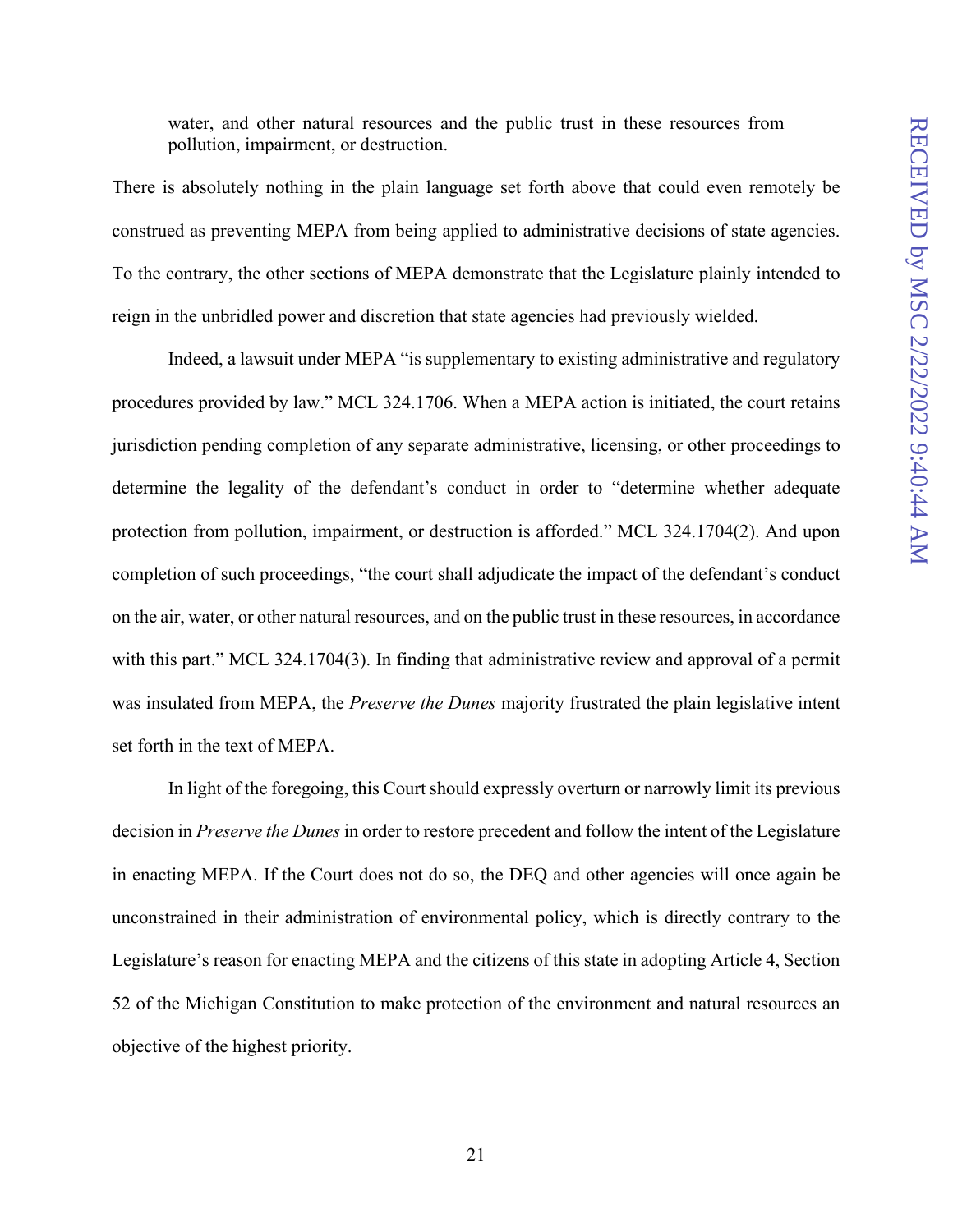> water, and other natural resources and the public trust in these resources from pollution, impairment, or destruction.

There is absolutely nothing in the plain language set forth above that could even remotely be construed as preventing MEPA from being applied to administrative decisions of state agencies. To the contrary, the other sections of MEPA demonstrate that the Legislature plainly intended to reign in the unbridled power and discretion that state agencies had previously wielded.

Indeed, a lawsuit under MEPA "is supplementary to existing administrative and regulatory procedures provided by law." MCL 324.1706. When a MEPA action is initiated, the court retains jurisdiction pending completion of any separate administrative, licensing, or other proceedings to determine the legality of the defendant's conduct in order to "determine whether adequate protection from pollution, impairment, or destruction is afforded." MCL 324.1704(2). And upon completion of such proceedings, "the court shall adjudicate the impact of the defendant's conduct on the air, water, or other natural resources, and on the public trust in these resources, in accordance with this part." MCL 324.1704(3). In finding that administrative review and approval of a permit was insulated from MEPA, the *Preserve the Dunes* majority frustrated the plain legislative intent set forth in the text of MEPA.

In light of the foregoing, this Court should expressly overturn or narrowly limit its previous decision in *Preserve the Dunes* in order to restore precedent and follow the intent of the Legislature in enacting MEPA. If the Court does not do so, the DEQ and other agencies will once again be unconstrained in their administration of environmental policy, which is directly contrary to the Legislature's reason for enacting MEPA and the citizens of this state in adopting Article 4, Section 52 of the Michigan Constitution to make protection of the environment and natural resources an objective of the highest priority.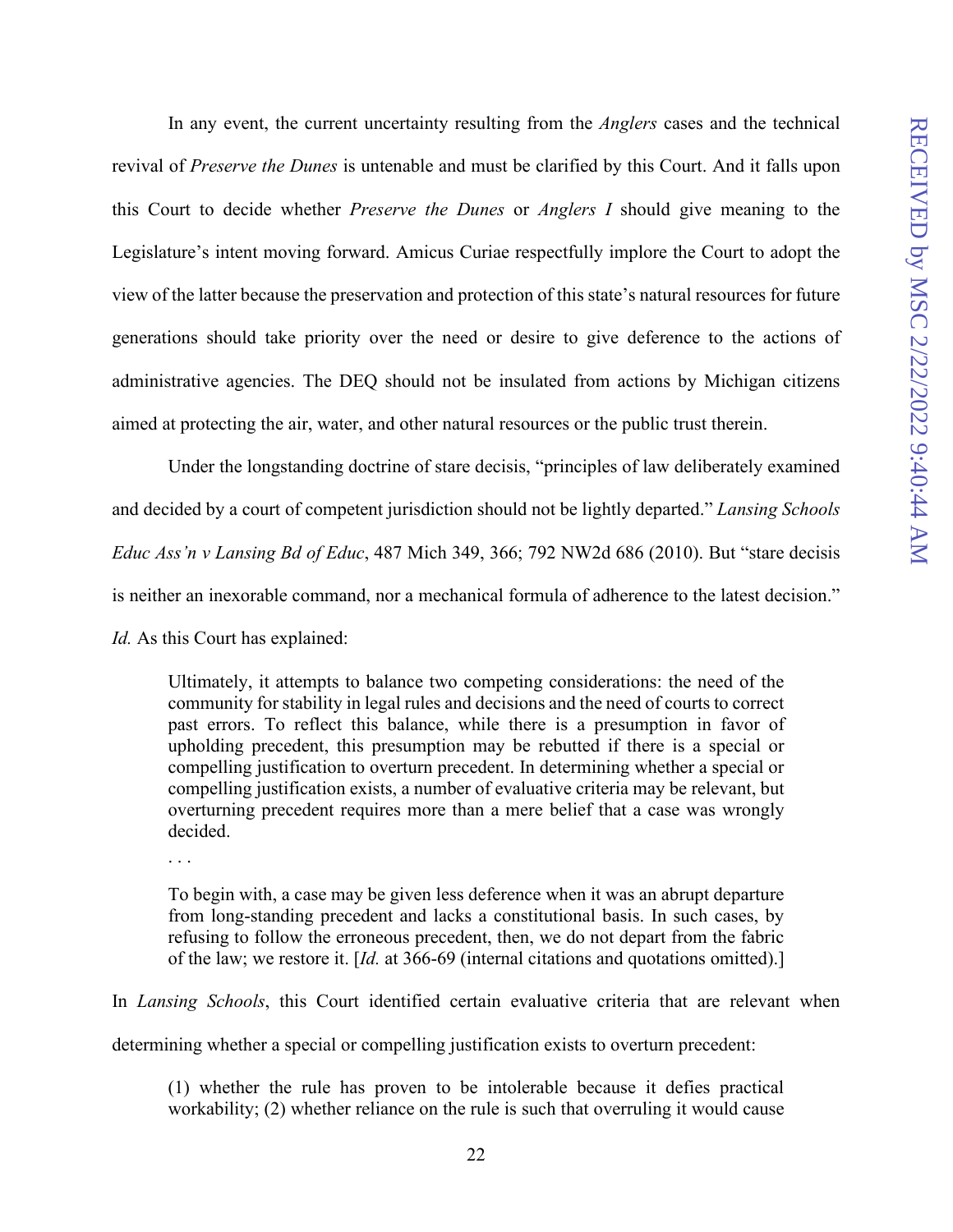In any event, the current uncertainty resulting from the *Anglers* cases and the technical revival of *Preserve the Dunes* is untenable and must be clarified by this Court. And it falls upon this Court to decide whether *Preserve the Dunes* or *Anglers I* should give meaning to the Legislature's intent moving forward. Amicus Curiae respectfully implore the Court to adopt the view of the latter because the preservation and protection of this state's natural resources for future generations should take priority over the need or desire to give deference to the actions of administrative agencies. The DEQ should not be insulated from actions by Michigan citizens aimed at protecting the air, water, and other natural resources or the public trust therein.

Under the longstanding doctrine of stare decisis, "principles of law deliberately examined and decided by a court of competent jurisdiction should not be lightly departed." *Lansing Schools Educ Ass'n v Lansing Bd of Educ*, 487 Mich 349, 366; 792 NW2d 686 (2010). But "stare decisis is neither an inexorable command, nor a mechanical formula of adherence to the latest decision." *Id.* As this Court has explained:

> Ultimately, it attempts to balance two competing considerations: the need of the community for stability in legal rules and decisions and the need of courts to correct past errors. To reflect this balance, while there is a presumption in favor of upholding precedent, this presumption may be rebutted if there is a special or compelling justification to overturn precedent. In determining whether a special or compelling justification exists, a number of evaluative criteria may be relevant, but overturning precedent requires more than a mere belief that a case was wrongly decided.
>
> . . .
>
> To begin with, a case may be given less deference when it was an abrupt departure from long-standing precedent and lacks a constitutional basis. In such cases, by refusing to follow the erroneous precedent, then, we do not depart from the fabric of the law; we restore it. [*Id.* at 366-69 (internal citations and quotations omitted).]

In *Lansing Schools*, this Court identified certain evaluative criteria that are relevant when determining whether a special or compelling justification exists to overturn precedent:

> (1) whether the rule has proven to be intolerable because it defies practical workability; (2) whether reliance on the rule is such that overruling it would cause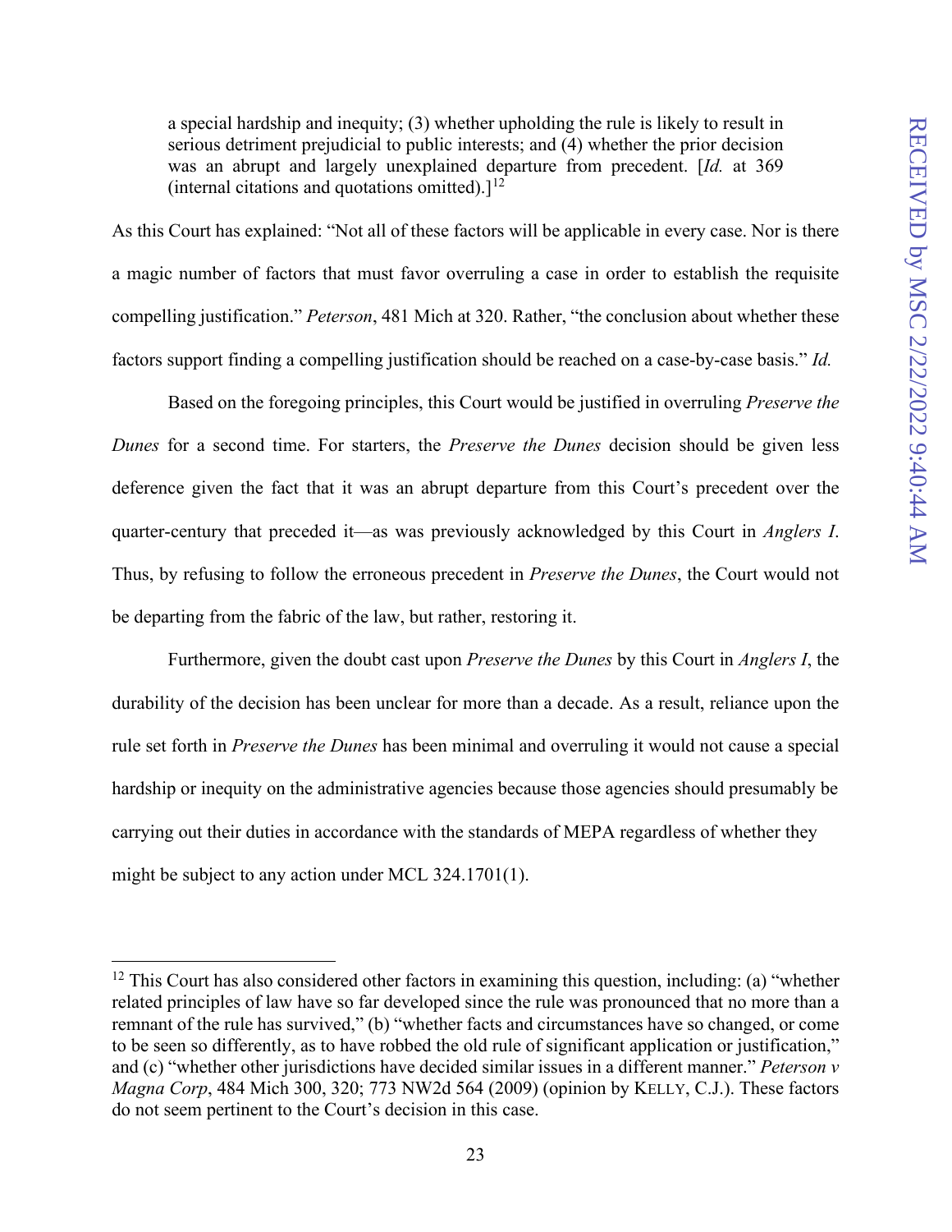> a special hardship and inequity; (3) whether upholding the rule is likely to result in serious detriment prejudicial to public interests; and (4) whether the prior decision was an abrupt and largely unexplained departure from precedent. [*Id.* at 369 (internal citations and quotations omitted).][12]

As this Court has explained: "Not all of these factors will be applicable in every case. Nor is there a magic number of factors that must favor overruling a case in order to establish the requisite compelling justification." *Peterson*, 481 Mich at 320. Rather, "the conclusion about whether these factors support finding a compelling justification should be reached on a case-by-case basis." *Id.*

Based on the foregoing principles, this Court would be justified in overruling *Preserve the Dunes* for a second time. For starters, the *Preserve the Dunes* decision should be given less deference given the fact that it was an abrupt departure from this Court's precedent over the quarter-century that preceded it—as was previously acknowledged by this Court in *Anglers I*. Thus, by refusing to follow the erroneous precedent in *Preserve the Dunes*, the Court would not be departing from the fabric of the law, but rather, restoring it.

Furthermore, given the doubt cast upon *Preserve the Dunes* by this Court in *Anglers I*, the durability of the decision has been unclear for more than a decade. As a result, reliance upon the rule set forth in *Preserve the Dunes* has been minimal and overruling it would not cause a special hardship or inequity on the administrative agencies because those agencies should presumably be carrying out their duties in accordance with the standards of MEPA regardless of whether they might be subject to any action under MCL 324.1701(1).

---

[12] This Court has also considered other factors in examining this question, including: (a) "whether related principles of law have so far developed since the rule was pronounced that no more than a remnant of the rule has survived," (b) "whether facts and circumstances have so changed, or come to be seen so differently, as to have robbed the old rule of significant application or justification," and (c) "whether other jurisdictions have decided similar issues in a different manner." *Peterson v Magna Corp*, 484 Mich 300, 320; 773 NW2d 564 (2009) (opinion by KELLY, C.J.). These factors do not seem pertinent to the Court's decision in this case.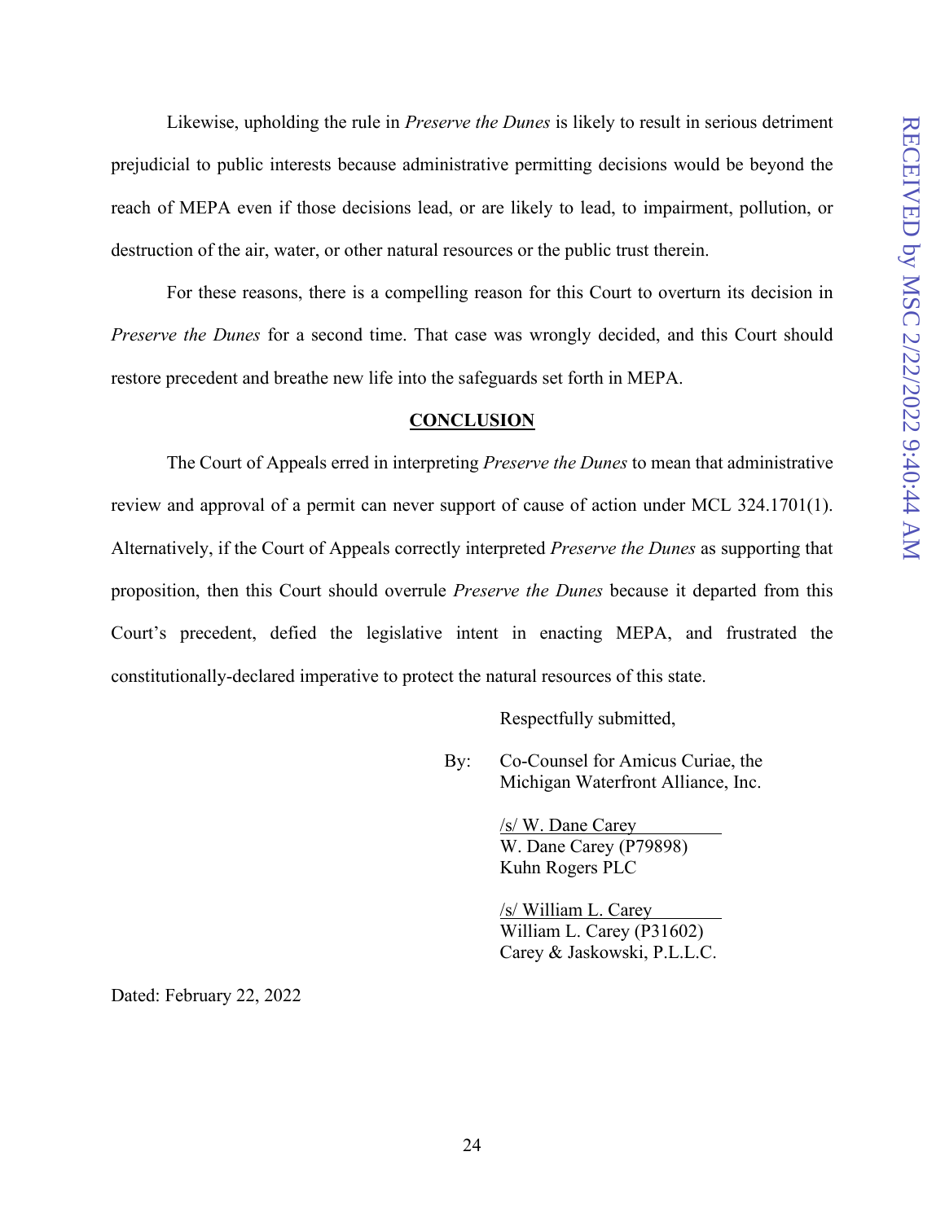Likewise, upholding the rule in *Preserve the Dunes* is likely to result in serious detriment prejudicial to public interests because administrative permitting decisions would be beyond the reach of MEPA even if those decisions lead, or are likely to lead, to impairment, pollution, or destruction of the air, water, or other natural resources or the public trust therein.

For these reasons, there is a compelling reason for this Court to overturn its decision in *Preserve the Dunes* for a second time. That case was wrongly decided, and this Court should restore precedent and breathe new life into the safeguards set forth in MEPA.

## CONCLUSION

The Court of Appeals erred in interpreting *Preserve the Dunes* to mean that administrative review and approval of a permit can never support of cause of action under MCL 324.1701(1). Alternatively, if the Court of Appeals correctly interpreted *Preserve the Dunes* as supporting that proposition, then this Court should overrule *Preserve the Dunes* because it departed from this Court's precedent, defied the legislative intent in enacting MEPA, and frustrated the constitutionally-declared imperative to protect the natural resources of this state.

Respectfully submitted,

By: Co-Counsel for Amicus Curiae, the Michigan Waterfront Alliance, Inc.

/s/ W. Dane Carey
W. Dane Carey (P79898)
Kuhn Rogers PLC

/s/ William L. Carey
William L. Carey (P31602)
Carey & Jaskowski, P.L.L.C.

Dated: February 22, 2022

RECEIVED by MSC 2/22/2022 9:40:44 AM